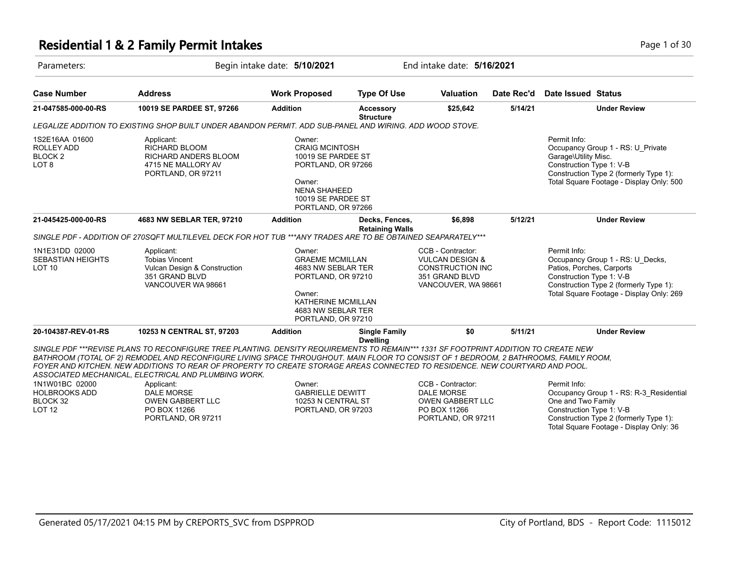# Residential 1 & 2 Family Permit Intakes

Parameters: Begin intake date: **5/10/2021** End intake date: **5/16/2021**

| Case Number | Address | Work Proposed | Type Of Use | Valuation | Date Rec'd | Date Issued | Status |
|---|---|---|---|---|---|---|---|
| **21-047585-000-00-RS** | **10019 SE PARDEE ST, 97266** | **Addition** | **Accessory Structure** | **$25,642** | **5/14/21** | | **Under Review** |

*LEGALIZE ADDITION TO EXISTING SHOP BUILT UNDER ABANDON PERMIT. ADD SUB-PANEL AND WIRING. ADD WOOD STOVE.*

1S2E16AA 01600
ROLLEY ADD
BLOCK 2
LOT 8

Applicant:
RICHARD BLOOM
RICHARD ANDERS BLOOM
4715 NE MALLORY AV
PORTLAND, OR 97211

Owner:
CRAIG MCINTOSH
10019 SE PARDEE ST
PORTLAND, OR 97266

Owner:
NENA SHAHEED
10019 SE PARDEE ST
PORTLAND, OR 97266

Permit Info:
Occupancy Group 1 - RS: U_Private Garage\Utility Misc.
Construction Type 1: V-B
Construction Type 2 (formerly Type 1):
Total Square Footage - Display Only: 500

| Case Number | Address | Work Proposed | Type Of Use | Valuation | Date Rec'd | Date Issued | Status |
|---|---|---|---|---|---|---|---|
| **21-045425-000-00-RS** | **4683 NW SEBLAR TER, 97210** | **Addition** | **Decks, Fences, Retaining Walls** | **$6,898** | **5/12/21** | | **Under Review** |

*SINGLE PDF - ADDITION OF 270SQFT MULTILEVEL DECK FOR HOT TUB ***ANY TRADES ARE TO BE OBTAINED SEAPARATELY****

1N1E31DD 02000
SEBASTIAN HEIGHTS
LOT 10

Applicant:
Tobias Vincent
Vulcan Design & Construction
351 GRAND BLVD
VANCOUVER WA 98661

Owner:
GRAEME MCMILLAN
4683 NW SEBLAR TER
PORTLAND, OR 97210

Owner:
KATHERINE MCMILLAN
4683 NW SEBLAR TER
PORTLAND, OR 97210

CCB - Contractor:
VULCAN DESIGN &
CONSTRUCTION INC
351 GRAND BLVD
VANCOUVER, WA 98661

Permit Info:
Occupancy Group 1 - RS: U_Decks, Patios, Porches, Carports
Construction Type 1: V-B
Construction Type 2 (formerly Type 1):
Total Square Footage - Display Only: 269

| Case Number | Address | Work Proposed | Type Of Use | Valuation | Date Rec'd | Date Issued | Status |
|---|---|---|---|---|---|---|---|
| **20-104387-REV-01-RS** | **10253 N CENTRAL ST, 97203** | **Addition** | **Single Family Dwelling** | **$0** | **5/11/21** | | **Under Review** |

*SINGLE PDF ***REVISE PLANS TO RECONFIGURE TREE PLANTING. DENSITY REQUIREMENTS TO REMAIN*** 1331 SF FOOTPRINT ADDITION TO CREATE NEW BATHROOM (TOTAL OF 2) REMODEL AND RECONFIGURE LIVING SPACE THROUGHOUT. MAIN FLOOR TO CONSIST OF 1 BEDROOM, 2 BATHROOMS, FAMILY ROOM, FOYER AND KITCHEN. NEW ADDITIONS TO REAR OF PROPERTY TO CREATE STORAGE AREAS CONNECTED TO RESIDENCE. NEW COURTYARD AND POOL. ASSOCIATED MECHANICAL, ELECTRICAL AND PLUMBING WORK.*

1N1W01BC 02000
HOLBROOKS ADD
BLOCK 32
LOT 12

Applicant:
DALE MORSE
OWEN GABBERT LLC
PO BOX 11266
PORTLAND, OR 97211

Owner:
GABRIELLE DEWITT
10253 N CENTRAL ST
PORTLAND, OR 97203

CCB - Contractor:
DALE MORSE
OWEN GABBERT LLC
PO BOX 11266
PORTLAND, OR 97211

Permit Info:
Occupancy Group 1 - RS: R-3_Residential One and Two Family
Construction Type 1: V-B
Construction Type 2 (formerly Type 1):
Total Square Footage - Display Only: 36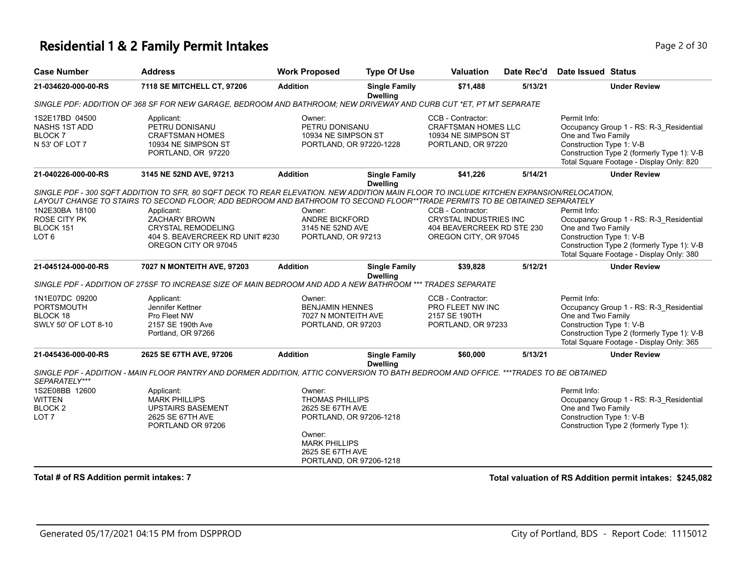# Residential 1 & 2 Family Permit Intakes

| Case Number | Address | Work Proposed | Type Of Use | Valuation | Date Rec'd | Date Issued | Status |
|---|---|---|---|---|---|---|---|
| 21-034620-000-00-RS | 7118 SE MITCHELL CT, 97206 | Addition | Single Family Dwelling | $71,488 | 5/13/21 | | Under Review |

*SINGLE PDF: ADDITION OF 368 SF FOR NEW GARAGE, BEDROOM AND BATHROOM; NEW DRIVEWAY AND CURB CUT *ET, PT MT SEPARATE*

1S2E17BD 04500
NASHS 1ST ADD
BLOCK 7
N 53' OF LOT 7

Applicant:
PETRU DONISANU
CRAFTSMAN HOMES
10934 NE SIMPSON ST
PORTLAND, OR 97220

Owner:
PETRU DONISANU
10934 NE SIMPSON ST
PORTLAND, OR 97220-1228

CCB - Contractor:
CRAFTSMAN HOMES LLC
10934 NE SIMPSON ST
PORTLAND, OR 97220

Permit Info:
Occupancy Group 1 - RS: R-3_Residential One and Two Family
Construction Type 1: V-B
Construction Type 2 (formerly Type 1): V-B
Total Square Footage - Display Only: 820

---

| Case Number | Address | Work Proposed | Type Of Use | Valuation | Date Rec'd | Date Issued | Status |
|---|---|---|---|---|---|---|---|
| 21-040226-000-00-RS | 3145 NE 52ND AVE, 97213 | Addition | Single Family Dwelling | $41,226 | 5/14/21 | | Under Review |

*SINGLE PDF - 300 SQFT ADDITION TO SFR, 80 SQFT DECK TO REAR ELEVATION. NEW ADDITION MAIN FLOOR TO INCLUDE KITCHEN EXPANSION/RELOCATION, LAYOUT CHANGE TO STAIRS TO SECOND FLOOR; ADD BEDROOM AND BATHROOM TO SECOND FLOOR**TRADE PERMITS TO BE OBTAINED SEPARATELY*

1N2E30BA 18100
ROSE CITY PK
BLOCK 151
LOT 6

Applicant:
ZACHARY BROWN
CRYSTAL REMODELING
404 S. BEAVERCREEK RD UNIT #230
OREGON CITY OR 97045

Owner:
ANDRE BICKFORD
3145 NE 52ND AVE
PORTLAND, OR 97213

CCB - Contractor:
CRYSTAL INDUSTRIES INC
404 BEAVERCREEK RD STE 230
OREGON CITY, OR 97045

Permit Info:
Occupancy Group 1 - RS: R-3_Residential One and Two Family
Construction Type 1: V-B
Construction Type 2 (formerly Type 1): V-B
Total Square Footage - Display Only: 380

---

| Case Number | Address | Work Proposed | Type Of Use | Valuation | Date Rec'd | Date Issued | Status |
|---|---|---|---|---|---|---|---|
| 21-045124-000-00-RS | 7027 N MONTEITH AVE, 97203 | Addition | Single Family Dwelling | $39,828 | 5/12/21 | | Under Review |

*SINGLE PDF - ADDITION OF 275SF TO INCREASE SIZE OF MAIN BEDROOM AND ADD A NEW BATHROOM *** TRADES SEPARATE*

1N1E07DC 09200
PORTSMOUTH
BLOCK 18
SWLY 50' OF LOT 8-10

Applicant:
Jennifer Kettner
Pro Fleet NW
2157 SE 190th Ave
Portland, OR 97266

Owner:
BENJAMIN HENNES
7027 N MONTEITH AVE
PORTLAND, OR 97203

CCB - Contractor:
PRO FLEET NW INC
2157 SE 190TH
PORTLAND, OR 97233

Permit Info:
Occupancy Group 1 - RS: R-3_Residential One and Two Family
Construction Type 1: V-B
Construction Type 2 (formerly Type 1): V-B
Total Square Footage - Display Only: 365

---

| Case Number | Address | Work Proposed | Type Of Use | Valuation | Date Rec'd | Date Issued | Status |
|---|---|---|---|---|---|---|---|
| 21-045436-000-00-RS | 2625 SE 67TH AVE, 97206 | Addition | Single Family Dwelling | $60,000 | 5/13/21 | | Under Review |

*SINGLE PDF - ADDITION - MAIN FLOOR PANTRY AND DORMER ADDITION, ATTIC CONVERSION TO BATH BEDROOM AND OFFICE. ***TRADES TO BE OBTAINED SEPARATELY****

1S2E08BB 12600
WITTEN
BLOCK 2
LOT 7

Applicant:
MARK PHILLIPS
UPSTAIRS BASEMENT
2625 SE 67TH AVE
PORTLAND OR 97206

Owner:
THOMAS PHILLIPS
2625 SE 67TH AVE
PORTLAND, OR 97206-1218

Owner:
MARK PHILLIPS
2625 SE 67TH AVE
PORTLAND, OR 97206-1218

Permit Info:
Occupancy Group 1 - RS: R-3_Residential One and Two Family
Construction Type 1: V-B
Construction Type 2 (formerly Type 1):

---

**Total # of RS Addition permit intakes: 7**

**Total valuation of RS Addition permit intakes: $245,082**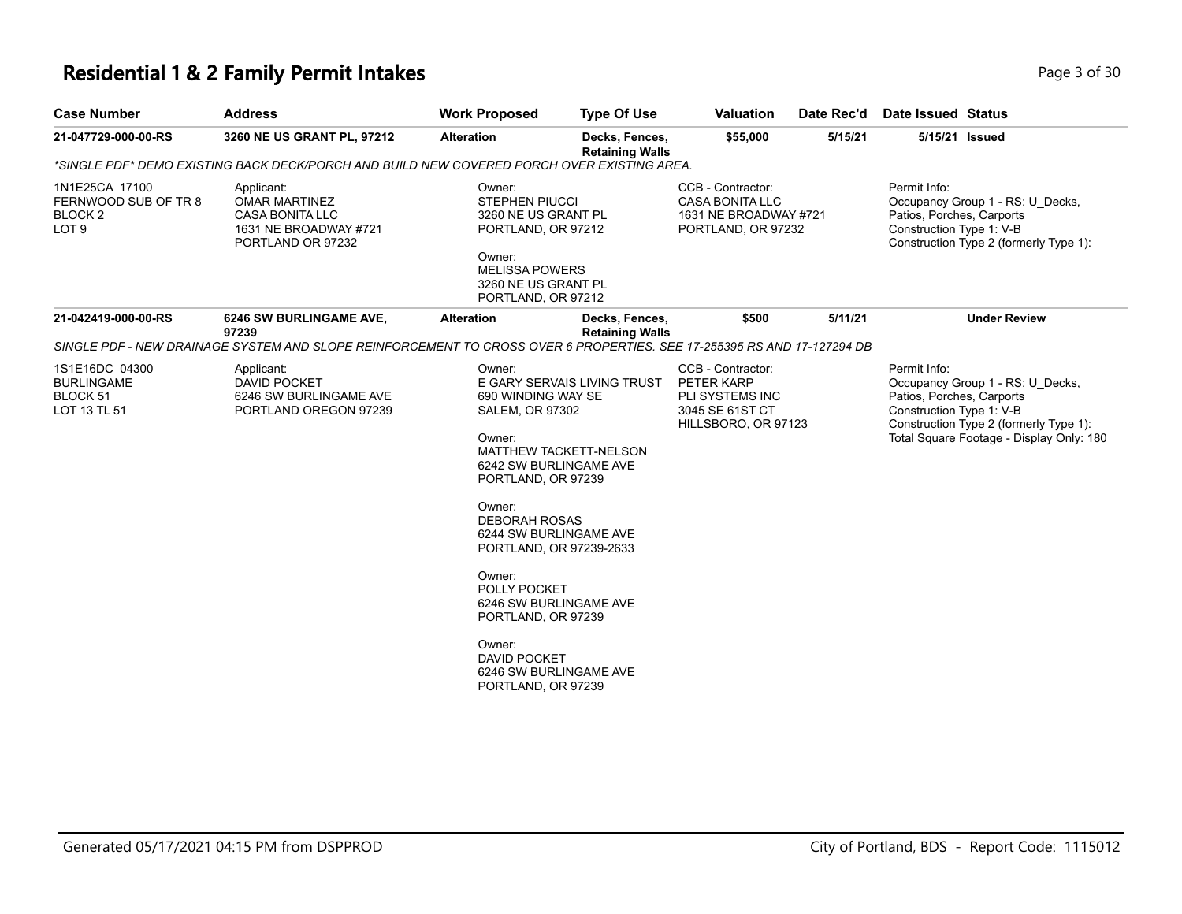# Residential 1 & 2 Family Permit Intakes

| Case Number | Address | Work Proposed | Type Of Use | Valuation | Date Rec'd | Date Issued | Status |
|---|---|---|---|---|---|---|---|
| 21-047729-000-00-RS | 3260 NE US GRANT PL, 97212 | Alteration | Decks, Fences, Retaining Walls | $55,000 | 5/15/21 | 5/15/21 | Issued |

*SINGLE PDF* DEMO EXISTING BACK DECK/PORCH AND BUILD NEW COVERED PORCH OVER EXISTING AREA.

1N1E25CA 17100
FERNWOOD SUB OF TR 8
BLOCK 2
LOT 9

Applicant:
OMAR MARTINEZ
CASA BONITA LLC
1631 NE BROADWAY #721
PORTLAND OR 97232

Owner:
STEPHEN PIUCCI
3260 NE US GRANT PL
PORTLAND, OR 97212

Owner:
MELISSA POWERS
3260 NE US GRANT PL
PORTLAND, OR 97212

CCB - Contractor:
CASA BONITA LLC
1631 NE BROADWAY #721
PORTLAND, OR 97232

Permit Info:
Occupancy Group 1 - RS: U_Decks, Patios, Porches, Carports
Construction Type 1: V-B
Construction Type 2 (formerly Type 1):

| Case Number | Address | Work Proposed | Type Of Use | Valuation | Date Rec'd | Date Issued | Status |
|---|---|---|---|---|---|---|---|
| 21-042419-000-00-RS | 6246 SW BURLINGAME AVE, 97239 | Alteration | Decks, Fences, Retaining Walls | $500 | 5/11/21 | | Under Review |

SINGLE PDF - NEW DRAINAGE SYSTEM AND SLOPE REINFORCEMENT TO CROSS OVER 6 PROPERTIES. SEE 17-255395 RS AND 17-127294 DB

1S1E16DC 04300
BURLINGAME
BLOCK 51
LOT 13 TL 51

Applicant:
DAVID POCKET
6246 SW BURLINGAME AVE
PORTLAND OREGON 97239

Owner:
E GARY SERVAIS LIVING TRUST
690 WINDING WAY SE
SALEM, OR 97302

Owner:
MATTHEW TACKETT-NELSON
6242 SW BURLINGAME AVE
PORTLAND, OR 97239

Owner:
DEBORAH ROSAS
6244 SW BURLINGAME AVE
PORTLAND, OR 97239-2633

Owner:
POLLY POCKET
6246 SW BURLINGAME AVE
PORTLAND, OR 97239

Owner:
DAVID POCKET
6246 SW BURLINGAME AVE
PORTLAND, OR 97239

CCB - Contractor:
PETER KARP
PLI SYSTEMS INC
3045 SE 61ST CT
HILLSBORO, OR 97123

Permit Info:
Occupancy Group 1 - RS: U_Decks, Patios, Porches, Carports
Construction Type 1: V-B
Construction Type 2 (formerly Type 1):
Total Square Footage - Display Only: 180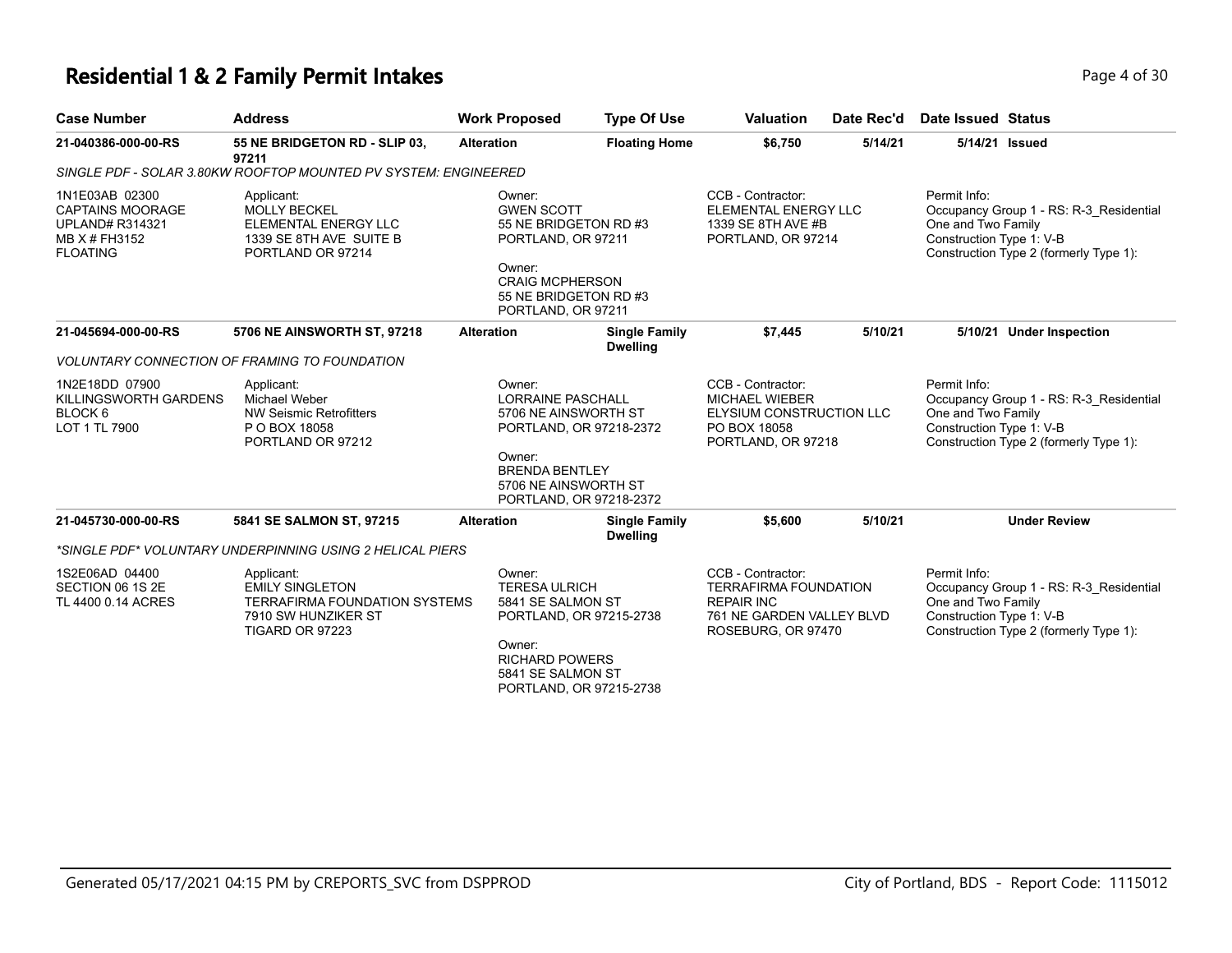# Residential 1 & 2 Family Permit Intakes

| Case Number | Address | Work Proposed | Type Of Use | Valuation | Date Rec'd | Date Issued | Status |
|---|---|---|---|---|---|---|---|
| 21-040386-000-00-RS | 55 NE BRIDGETON RD - SLIP 03, 97211 | Alteration | Floating Home | $6,750 | 5/14/21 | 5/14/21 | Issued |

*SINGLE PDF - SOLAR 3.80KW ROOFTOP MOUNTED PV SYSTEM: ENGINEERED*

| | | | | |
|---|---|---|---|---|
| 1N1E03AB 02300<br>CAPTAINS MOORAGE<br>UPLAND# R314321<br>MB X # FH3152<br>FLOATING | Applicant:<br>MOLLY BECKEL<br>ELEMENTAL ENERGY LLC<br>1339 SE 8TH AVE SUITE B<br>PORTLAND OR 97214 | Owner:<br>GWEN SCOTT<br>55 NE BRIDGETON RD #3<br>PORTLAND, OR 97211<br><br>Owner:<br>CRAIG MCPHERSON<br>55 NE BRIDGETON RD #3<br>PORTLAND, OR 97211 | CCB - Contractor:<br>ELEMENTAL ENERGY LLC<br>1339 SE 8TH AVE #B<br>PORTLAND, OR 97214 | Permit Info:<br>Occupancy Group 1 - RS: R-3_Residential One and Two Family<br>Construction Type 1: V-B<br>Construction Type 2 (formerly Type 1): |

| Case Number | Address | Work Proposed | Type Of Use | Valuation | Date Rec'd | Date Issued | Status |
|---|---|---|---|---|---|---|---|
| 21-045694-000-00-RS | 5706 NE AINSWORTH ST, 97218 | Alteration | Single Family Dwelling | $7,445 | 5/10/21 | 5/10/21 | Under Inspection |

*VOLUNTARY CONNECTION OF FRAMING TO FOUNDATION*

| | | | | |
|---|---|---|---|---|
| 1N2E18DD 07900<br>KILLINGSWORTH GARDENS<br>BLOCK 6<br>LOT 1 TL 7900 | Applicant:<br>Michael Weber<br>NW Seismic Retrofitters<br>P O BOX 18058<br>PORTLAND OR 97212 | Owner:<br>LORRAINE PASCHALL<br>5706 NE AINSWORTH ST<br>PORTLAND, OR 97218-2372<br><br>Owner:<br>BRENDA BENTLEY<br>5706 NE AINSWORTH ST<br>PORTLAND, OR 97218-2372 | CCB - Contractor:<br>MICHAEL WIEBER<br>ELYSIUM CONSTRUCTION LLC<br>PO BOX 18058<br>PORTLAND, OR 97218 | Permit Info:<br>Occupancy Group 1 - RS: R-3_Residential One and Two Family<br>Construction Type 1: V-B<br>Construction Type 2 (formerly Type 1): |

| Case Number | Address | Work Proposed | Type Of Use | Valuation | Date Rec'd | Date Issued | Status |
|---|---|---|---|---|---|---|---|
| 21-045730-000-00-RS | 5841 SE SALMON ST, 97215 | Alteration | Single Family Dwelling | $5,600 | 5/10/21 | | Under Review |

*\*SINGLE PDF\* VOLUNTARY UNDERPINNING USING 2 HELICAL PIERS*

| | | | | |
|---|---|---|---|---|
| 1S2E06AD 04400<br>SECTION 06 1S 2E<br>TL 4400 0.14 ACRES | Applicant:<br>EMILY SINGLETON<br>TERRAFIRMA FOUNDATION SYSTEMS<br>7910 SW HUNZIKER ST<br>TIGARD OR 97223 | Owner:<br>TERESA ULRICH<br>5841 SE SALMON ST<br>PORTLAND, OR 97215-2738<br><br>Owner:<br>RICHARD POWERS<br>5841 SE SALMON ST<br>PORTLAND, OR 97215-2738 | CCB - Contractor:<br>TERRAFIRMA FOUNDATION REPAIR INC<br>761 NE GARDEN VALLEY BLVD<br>ROSEBURG, OR 97470 | Permit Info:<br>Occupancy Group 1 - RS: R-3_Residential One and Two Family<br>Construction Type 1: V-B<br>Construction Type 2 (formerly Type 1): |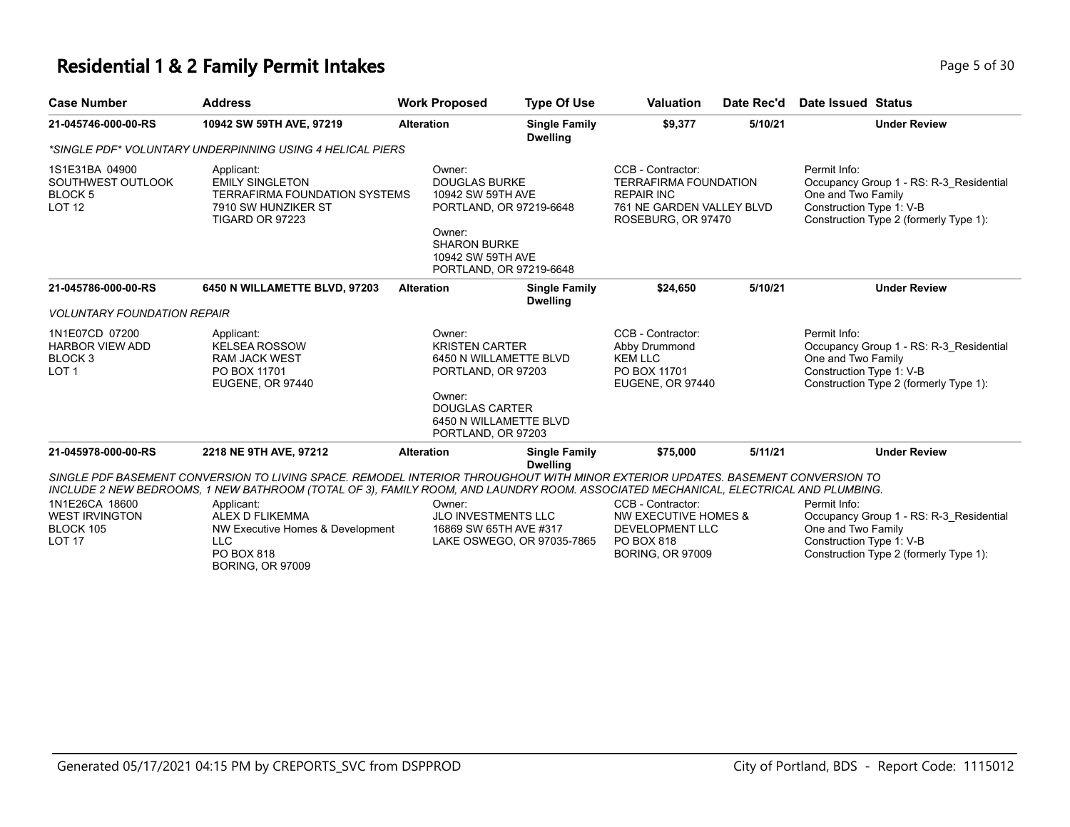# Residential 1 & 2 Family Permit Intakes

| Case Number | Address | Work Proposed | Type Of Use | Valuation | Date Rec'd | Date Issued | Status |
|---|---|---|---|---|---|---|---|
| 21-045746-000-00-RS | 10942 SW 59TH AVE, 97219 | Alteration | Single Family Dwelling | $9,377 | 5/10/21 | | Under Review |

*\*SINGLE PDF\* VOLUNTARY UNDERPINNING USING 4 HELICAL PIERS*

| | | | | |
|---|---|---|---|---|
| 1S1E31BA 04900<br>SOUTHWEST OUTLOOK<br>BLOCK 5<br>LOT 12 | Applicant:<br>EMILY SINGLETON<br>TERRAFIRMA FOUNDATION SYSTEMS<br>7910 SW HUNZIKER ST<br>TIGARD OR 97223 | Owner:<br>DOUGLAS BURKE<br>10942 SW 59TH AVE<br>PORTLAND, OR 97219-6648<br><br>Owner:<br>SHARON BURKE<br>10942 SW 59TH AVE<br>PORTLAND, OR 97219-6648 | CCB - Contractor:<br>TERRAFIRMA FOUNDATION REPAIR INC<br>761 NE GARDEN VALLEY BLVD<br>ROSEBURG, OR 97470 | Permit Info:<br>Occupancy Group 1 - RS: R-3_Residential One and Two Family<br>Construction Type 1: V-B<br>Construction Type 2 (formerly Type 1): |

| Case Number | Address | Work Proposed | Type Of Use | Valuation | Date Rec'd | Date Issued | Status |
|---|---|---|---|---|---|---|---|
| 21-045786-000-00-RS | 6450 N WILLAMETTE BLVD, 97203 | Alteration | Single Family Dwelling | $24,650 | 5/10/21 | | Under Review |

*VOLUNTARY FOUNDATION REPAIR*

| | | | | |
|---|---|---|---|---|
| 1N1E07CD 07200<br>HARBOR VIEW ADD<br>BLOCK 3<br>LOT 1 | Applicant:<br>KELSEA ROSSOW<br>RAM JACK WEST<br>PO BOX 11701<br>EUGENE, OR 97440 | Owner:<br>KRISTEN CARTER<br>6450 N WILLAMETTE BLVD<br>PORTLAND, OR 97203<br><br>Owner:<br>DOUGLAS CARTER<br>6450 N WILLAMETTE BLVD<br>PORTLAND, OR 97203 | CCB - Contractor:<br>Abby Drummond<br>KEM LLC<br>PO BOX 11701<br>EUGENE, OR 97440 | Permit Info:<br>Occupancy Group 1 - RS: R-3_Residential One and Two Family<br>Construction Type 1: V-B<br>Construction Type 2 (formerly Type 1): |

| Case Number | Address | Work Proposed | Type Of Use | Valuation | Date Rec'd | Date Issued | Status |
|---|---|---|---|---|---|---|---|
| 21-045978-000-00-RS | 2218 NE 9TH AVE, 97212 | Alteration | Single Family Dwelling | $75,000 | 5/11/21 | | Under Review |

*SINGLE PDF BASEMENT CONVERSION TO LIVING SPACE. REMODEL INTERIOR THROUGHOUT WITH MINOR EXTERIOR UPDATES. BASEMENT CONVERSION TO INCLUDE 2 NEW BEDROOMS, 1 NEW BATHROOM (TOTAL OF 3), FAMILY ROOM, AND LAUNDRY ROOM. ASSOCIATED MECHANICAL, ELECTRICAL AND PLUMBING.*

| | | | | |
|---|---|---|---|---|
| 1N1E26CA 18600<br>WEST IRVINGTON<br>BLOCK 105<br>LOT 17 | Applicant:<br>ALEX D FLIKEMMA<br>NW Executive Homes & Development LLC<br>PO BOX 818<br>BORING, OR 97009 | Owner:<br>JLO INVESTMENTS LLC<br>16869 SW 65TH AVE #317<br>LAKE OSWEGO, OR 97035-7865 | CCB - Contractor:<br>NW EXECUTIVE HOMES & DEVELOPMENT LLC<br>PO BOX 818<br>BORING, OR 97009 | Permit Info:<br>Occupancy Group 1 - RS: R-3_Residential One and Two Family<br>Construction Type 1: V-B<br>Construction Type 2 (formerly Type 1): |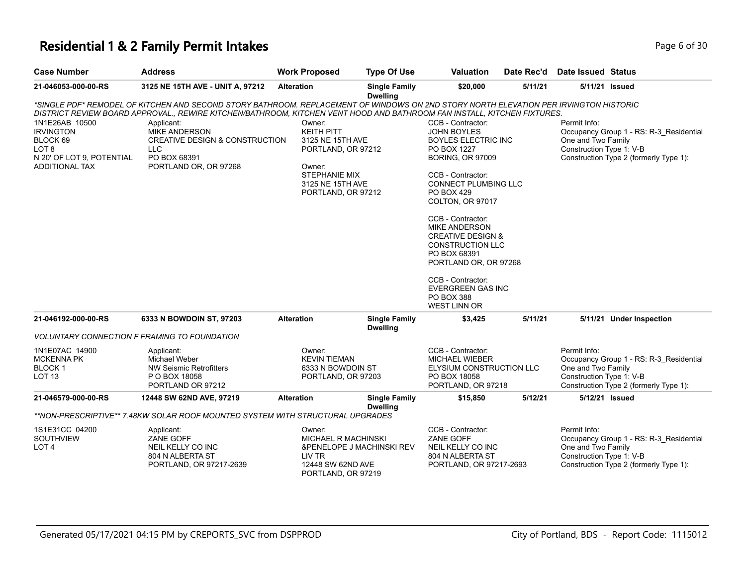# Residential 1 & 2 Family Permit Intakes

| Case Number | Address | Work Proposed | Type Of Use | Valuation | Date Rec'd | Date Issued | Status |
|---|---|---|---|---|---|---|---|
| 21-046053-000-00-RS | 3125 NE 15TH AVE - UNIT A, 97212 | Alteration | Single Family Dwelling | $20,000 | 5/11/21 | 5/11/21 | Issued |

*\*SINGLE PDF\* REMODEL OF KITCHEN AND SECOND STORY BATHROOM. REPLACEMENT OF WINDOWS ON 2ND STORY NORTH ELEVATION PER IRVINGTON HISTORIC DISTRICT REVIEW BOARD APPROVAL., REWIRE KITCHEN/BATHROOM, KITCHEN VENT HOOD AND BATHROOM FAN INSTALL, KITCHEN FIXTURES.*

1N1E26AB 10500
IRVINGTON
BLOCK 69
LOT 8
N 20' OF LOT 9, POTENTIAL ADDITIONAL TAX

Applicant:
MIKE ANDERSON
CREATIVE DESIGN & CONSTRUCTION LLC
PO BOX 68391
PORTLAND OR, OR 97268

Owner:
KEITH PITT
3125 NE 15TH AVE
PORTLAND, OR 97212

Owner:
STEPHANIE MIX
3125 NE 15TH AVE
PORTLAND, OR 97212

CCB - Contractor:
JOHN BOYLES
BOYLES ELECTRIC INC
PO BOX 1227
BORING, OR 97009

CCB - Contractor:
CONNECT PLUMBING LLC
PO BOX 429
COLTON, OR 97017

CCB - Contractor:
MIKE ANDERSON
CREATIVE DESIGN & CONSTRUCTION LLC
PO BOX 68391
PORTLAND OR, OR 97268

CCB - Contractor:
EVERGREEN GAS INC
PO BOX 388
WEST LINN OR

Permit Info:
Occupancy Group 1 - RS: R-3_Residential One and Two Family
Construction Type 1: V-B
Construction Type 2 (formerly Type 1):

| Case Number | Address | Work Proposed | Type Of Use | Valuation | Date Rec'd | Date Issued | Status |
|---|---|---|---|---|---|---|---|
| 21-046192-000-00-RS | 6333 N BOWDOIN ST, 97203 | Alteration | Single Family Dwelling | $3,425 | 5/11/21 | 5/11/21 | Under Inspection |

*VOLUNTARY CONNECTION F FRAMING TO FOUNDATION*

1N1E07AC 14900
MCKENNA PK
BLOCK 1
LOT 13

Applicant:
Michael Weber
NW Seismic Retrofitters
P O BOX 18058
PORTLAND OR 97212

Owner:
KEVIN TIEMAN
6333 N BOWDOIN ST
PORTLAND, OR 97203

CCB - Contractor:
MICHAEL WIEBER
ELYSIUM CONSTRUCTION LLC
PO BOX 18058
PORTLAND, OR 97218

Permit Info:
Occupancy Group 1 - RS: R-3_Residential One and Two Family
Construction Type 1: V-B
Construction Type 2 (formerly Type 1):

| Case Number | Address | Work Proposed | Type Of Use | Valuation | Date Rec'd | Date Issued | Status |
|---|---|---|---|---|---|---|---|
| 21-046579-000-00-RS | 12448 SW 62ND AVE, 97219 | Alteration | Single Family Dwelling | $15,850 | 5/12/21 | 5/12/21 | Issued |

*\*\*NON-PRESCRIPTIVE\*\* 7.48KW SOLAR ROOF MOUNTED SYSTEM WITH STRUCTURAL UPGRADES*

1S1E31CC 04200
SOUTHVIEW
LOT 4

Applicant:
ZANE GOFF
NEIL KELLY CO INC
804 N ALBERTA ST
PORTLAND, OR 97217-2639

Owner:
MICHAEL R MACHINSKI
&PENELOPE J MACHINSKI REV LIV TR
12448 SW 62ND AVE
PORTLAND, OR 97219

CCB - Contractor:
ZANE GOFF
NEIL KELLY CO INC
804 N ALBERTA ST
PORTLAND, OR 97217-2693

Permit Info:
Occupancy Group 1 - RS: R-3_Residential One and Two Family
Construction Type 1: V-B
Construction Type 2 (formerly Type 1):

Generated 05/17/2021 04:15 PM by CREPORTS_SVC from DSPPROD — City of Portland, BDS - Report Code: 1115012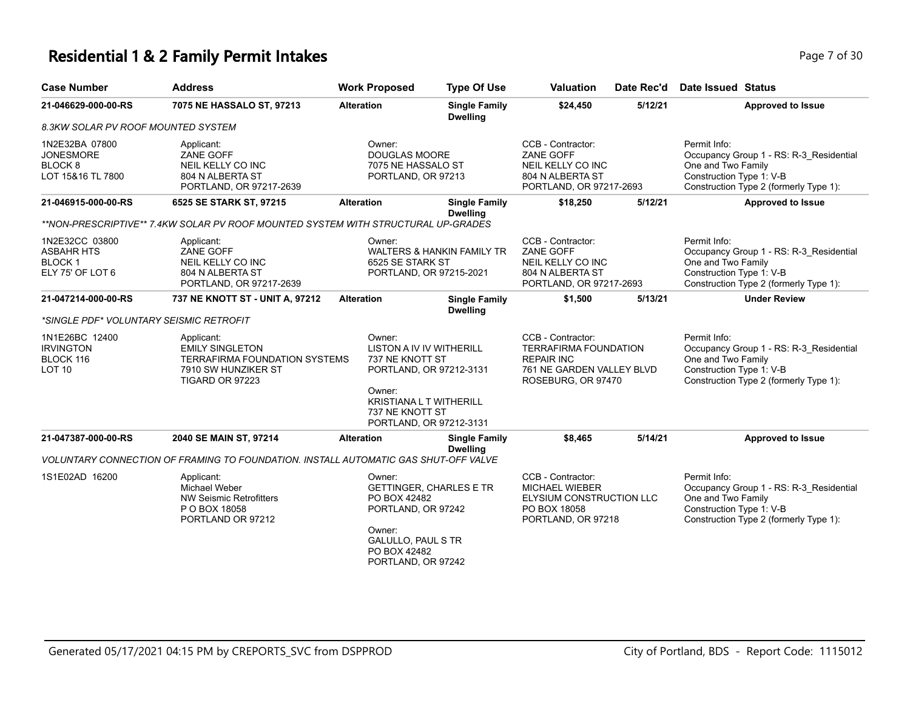# Residential 1 & 2 Family Permit Intakes

| Case Number | Address | Work Proposed | Type Of Use | Valuation | Date Rec'd | Date Issued | Status |
|---|---|---|---|---|---|---|---|
| 21-046629-000-00-RS | 7075 NE HASSALO ST, 97213 | Alteration | Single Family Dwelling | $24,450 | 5/12/21 | | Approved to Issue |
| *8.3KW SOLAR PV ROOF MOUNTED SYSTEM* | | | | | | | |
| 1N2E32BA 07800<br>JONESMORE<br>BLOCK 8<br>LOT 15&16 TL 7800 | Applicant:<br>ZANE GOFF<br>NEIL KELLY CO INC<br>804 N ALBERTA ST<br>PORTLAND, OR 97217-2639 | Owner:<br>DOUGLAS MOORE<br>7075 NE HASSALO ST<br>PORTLAND, OR 97213 | | CCB - Contractor:<br>ZANE GOFF<br>NEIL KELLY CO INC<br>804 N ALBERTA ST<br>PORTLAND, OR 97217-2693 | | Permit Info:<br>Occupancy Group 1 - RS: R-3_Residential One and Two Family<br>Construction Type 1: V-B<br>Construction Type 2 (formerly Type 1): | |
| 21-046915-000-00-RS | 6525 SE STARK ST, 97215 | Alteration | Single Family Dwelling | $18,250 | 5/12/21 | | Approved to Issue |
| *\*\*NON-PRESCRIPTIVE\*\* 7.4KW SOLAR PV ROOF MOUNTED SYSTEM WITH STRUCTURAL UP-GRADES* | | | | | | | |
| 1N2E32CC 03800<br>ASBAHR HTS<br>BLOCK 1<br>ELY 75' OF LOT 6 | Applicant:<br>ZANE GOFF<br>NEIL KELLY CO INC<br>804 N ALBERTA ST<br>PORTLAND, OR 97217-2639 | Owner:<br>WALTERS & HANKIN FAMILY TR<br>6525 SE STARK ST<br>PORTLAND, OR 97215-2021 | | CCB - Contractor:<br>ZANE GOFF<br>NEIL KELLY CO INC<br>804 N ALBERTA ST<br>PORTLAND, OR 97217-2693 | | Permit Info:<br>Occupancy Group 1 - RS: R-3_Residential One and Two Family<br>Construction Type 1: V-B<br>Construction Type 2 (formerly Type 1): | |
| 21-047214-000-00-RS | 737 NE KNOTT ST - UNIT A, 97212 | Alteration | Single Family Dwelling | $1,500 | 5/13/21 | | Under Review |
| *\*SINGLE PDF\* VOLUNTARY SEISMIC RETROFIT* | | | | | | | |
| 1N1E26BC 12400<br>IRVINGTON<br>BLOCK 116<br>LOT 10 | Applicant:<br>EMILY SINGLETON<br>TERRAFIRMA FOUNDATION SYSTEMS<br>7910 SW HUNZIKER ST<br>TIGARD OR 97223 | Owner:<br>LISTON A IV IV WITHERILL<br>737 NE KNOTT ST<br>PORTLAND, OR 97212-3131<br>Owner:<br>KRISTIANA L T WITHERILL<br>737 NE KNOTT ST<br>PORTLAND, OR 97212-3131 | | CCB - Contractor:<br>TERRAFIRMA FOUNDATION REPAIR INC<br>761 NE GARDEN VALLEY BLVD<br>ROSEBURG, OR 97470 | | Permit Info:<br>Occupancy Group 1 - RS: R-3_Residential One and Two Family<br>Construction Type 1: V-B<br>Construction Type 2 (formerly Type 1): | |
| 21-047387-000-00-RS | 2040 SE MAIN ST, 97214 | Alteration | Single Family Dwelling | $8,465 | 5/14/21 | | Approved to Issue |
| *VOLUNTARY CONNECTION OF FRAMING TO FOUNDATION. INSTALL AUTOMATIC GAS SHUT-OFF VALVE* | | | | | | | |
| 1S1E02AD 16200 | Applicant:<br>Michael Weber<br>NW Seismic Retrofitters<br>P O BOX 18058<br>PORTLAND OR 97212 | Owner:<br>GETTINGER, CHARLES E TR<br>PO BOX 42482<br>PORTLAND, OR 97242<br>Owner:<br>GALULLO, PAUL S TR<br>PO BOX 42482<br>PORTLAND, OR 97242 | | CCB - Contractor:<br>MICHAEL WIEBER<br>ELYSIUM CONSTRUCTION LLC<br>PO BOX 18058<br>PORTLAND, OR 97218 | | Permit Info:<br>Occupancy Group 1 - RS: R-3_Residential One and Two Family<br>Construction Type 1: V-B<br>Construction Type 2 (formerly Type 1): | |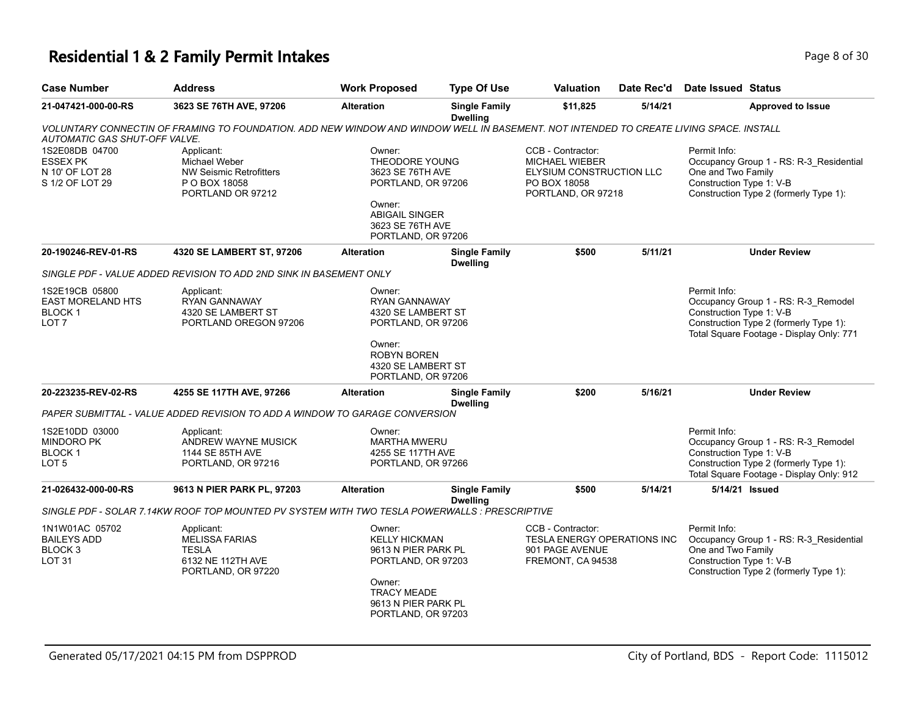# Residential 1 & 2 Family Permit Intakes

| Case Number | Address | Work Proposed | Type Of Use | Valuation | Date Rec'd | Date Issued | Status |
|---|---|---|---|---|---|---|---|
| **21-047421-000-00-RS** | **3623 SE 76TH AVE, 97206** | **Alteration** | **Single Family Dwelling** | **$11,825** | **5/14/21** | | **Approved to Issue** |

*VOLUNTARY CONNECTIN OF FRAMING TO FOUNDATION. ADD NEW WINDOW AND WINDOW WELL IN BASEMENT. NOT INTENDED TO CREATE LIVING SPACE. INSTALL AUTOMATIC GAS SHUT-OFF VALVE.*

1S2E08DB 04700
ESSEX PK
N 10' OF LOT 28
S 1/2 OF LOT 29

Applicant:
Michael Weber
NW Seismic Retrofitters
P O BOX 18058
PORTLAND OR 97212

Owner:
THEODORE YOUNG
3623 SE 76TH AVE
PORTLAND, OR 97206

Owner:
ABIGAIL SINGER
3623 SE 76TH AVE
PORTLAND, OR 97206

CCB - Contractor:
MICHAEL WIEBER
ELYSIUM CONSTRUCTION LLC
PO BOX 18058
PORTLAND, OR 97218

Permit Info:
Occupancy Group 1 - RS: R-3_Residential One and Two Family
Construction Type 1: V-B
Construction Type 2 (formerly Type 1):

| Case Number | Address | Work Proposed | Type Of Use | Valuation | Date Rec'd | Date Issued | Status |
|---|---|---|---|---|---|---|---|
| **20-190246-REV-01-RS** | **4320 SE LAMBERT ST, 97206** | **Alteration** | **Single Family Dwelling** | **$500** | **5/11/21** | | **Under Review** |

*SINGLE PDF - VALUE ADDED REVISION TO ADD 2ND SINK IN BASEMENT ONLY*

1S2E19CB 05800
EAST MORELAND HTS
BLOCK 1
LOT 7

Applicant:
RYAN GANNAWAY
4320 SE LAMBERT ST
PORTLAND OREGON 97206

Owner:
RYAN GANNAWAY
4320 SE LAMBERT ST
PORTLAND, OR 97206

Owner:
ROBYN BOREN
4320 SE LAMBERT ST
PORTLAND, OR 97206

Permit Info:
Occupancy Group 1 - RS: R-3_Remodel
Construction Type 1: V-B
Construction Type 2 (formerly Type 1):
Total Square Footage - Display Only: 771

| Case Number | Address | Work Proposed | Type Of Use | Valuation | Date Rec'd | Date Issued | Status |
|---|---|---|---|---|---|---|---|
| **20-223235-REV-02-RS** | **4255 SE 117TH AVE, 97266** | **Alteration** | **Single Family Dwelling** | **$200** | **5/16/21** | | **Under Review** |

*PAPER SUBMITTAL - VALUE ADDED REVISION TO ADD A WINDOW TO GARAGE CONVERSION*

1S2E10DD 03000
MINDORO PK
BLOCK 1
LOT 5

Applicant:
ANDREW WAYNE MUSICK
1144 SE 85TH AVE
PORTLAND, OR 97216

Owner:
MARTHA MWERU
4255 SE 117TH AVE
PORTLAND, OR 97266

Permit Info:
Occupancy Group 1 - RS: R-3_Remodel
Construction Type 1: V-B
Construction Type 2 (formerly Type 1):
Total Square Footage - Display Only: 912

| Case Number | Address | Work Proposed | Type Of Use | Valuation | Date Rec'd | Date Issued | Status |
|---|---|---|---|---|---|---|---|
| **21-026432-000-00-RS** | **9613 N PIER PARK PL, 97203** | **Alteration** | **Single Family Dwelling** | **$500** | **5/14/21** | **5/14/21** | **Issued** |

*SINGLE PDF - SOLAR 7.14KW ROOF TOP MOUNTED PV SYSTEM WITH TWO TESLA POWERWALLS : PRESCRIPTIVE*

1N1W01AC 05702
BAILEYS ADD
BLOCK 3
LOT 31

Applicant:
MELISSA FARIAS
TESLA
6132 NE 112TH AVE
PORTLAND, OR 97220

Owner:
KELLY HICKMAN
9613 N PIER PARK PL
PORTLAND, OR 97203

Owner:
TRACY MEADE
9613 N PIER PARK PL
PORTLAND, OR 97203

CCB - Contractor:
TESLA ENERGY OPERATIONS INC
901 PAGE AVENUE
FREMONT, CA 94538

Permit Info:
Occupancy Group 1 - RS: R-3_Residential One and Two Family
Construction Type 1: V-B
Construction Type 2 (formerly Type 1):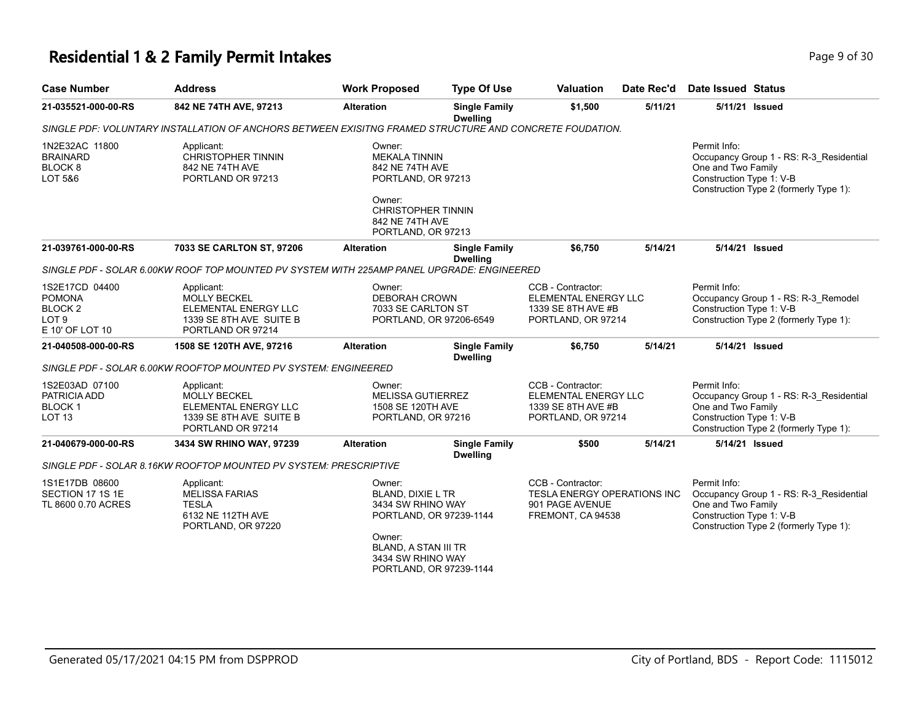# Residential 1 & 2 Family Permit Intakes

| Case Number | Address | Work Proposed | Type Of Use | Valuation | Date Rec'd | Date Issued | Status |
|---|---|---|---|---|---|---|---|
| 21-035521-000-00-RS | 842 NE 74TH AVE, 97213 | Alteration | Single Family Dwelling | $1,500 | 5/11/21 | 5/11/21 | Issued |

SINGLE PDF: VOLUNTARY INSTALLATION OF ANCHORS BETWEEN EXISITNG FRAMED STRUCTURE AND CONCRETE FOUDATION.

1N2E32AC 11800
BRAINARD
BLOCK 8
LOT 5&6

Applicant:
CHRISTOPHER TINNIN
842 NE 74TH AVE
PORTLAND OR 97213

Owner:
MEKALA TINNIN
842 NE 74TH AVE
PORTLAND, OR 97213

Owner:
CHRISTOPHER TINNIN
842 NE 74TH AVE
PORTLAND, OR 97213

Permit Info:
Occupancy Group 1 - RS: R-3_Residential One and Two Family
Construction Type 1: V-B
Construction Type 2 (formerly Type 1):

---

| Case Number | Address | Work Proposed | Type Of Use | Valuation | Date Rec'd | Date Issued | Status |
|---|---|---|---|---|---|---|---|
| 21-039761-000-00-RS | 7033 SE CARLTON ST, 97206 | Alteration | Single Family Dwelling | $6,750 | 5/14/21 | 5/14/21 | Issued |

SINGLE PDF - SOLAR 6.00KW ROOF TOP MOUNTED PV SYSTEM WITH 225AMP PANEL UPGRADE: ENGINEERED

1S2E17CD 04400
POMONA
BLOCK 2
LOT 9
E 10' OF LOT 10

Applicant:
MOLLY BECKEL
ELEMENTAL ENERGY LLC
1339 SE 8TH AVE SUITE B
PORTLAND OR 97214

Owner:
DEBORAH CROWN
7033 SE CARLTON ST
PORTLAND, OR 97206-6549

CCB - Contractor:
ELEMENTAL ENERGY LLC
1339 SE 8TH AVE #B
PORTLAND, OR 97214

Permit Info:
Occupancy Group 1 - RS: R-3_Remodel
Construction Type 1: V-B
Construction Type 2 (formerly Type 1):

---

| Case Number | Address | Work Proposed | Type Of Use | Valuation | Date Rec'd | Date Issued | Status |
|---|---|---|---|---|---|---|---|
| 21-040508-000-00-RS | 1508 SE 120TH AVE, 97216 | Alteration | Single Family Dwelling | $6,750 | 5/14/21 | 5/14/21 | Issued |

SINGLE PDF - SOLAR 6.00KW ROOFTOP MOUNTED PV SYSTEM: ENGINEERED

1S2E03AD 07100
PATRICIA ADD
BLOCK 1
LOT 13

Applicant:
MOLLY BECKEL
ELEMENTAL ENERGY LLC
1339 SE 8TH AVE SUITE B
PORTLAND OR 97214

Owner:
MELISSA GUTIERREZ
1508 SE 120TH AVE
PORTLAND, OR 97216

CCB - Contractor:
ELEMENTAL ENERGY LLC
1339 SE 8TH AVE #B
PORTLAND, OR 97214

Permit Info:
Occupancy Group 1 - RS: R-3_Residential One and Two Family
Construction Type 1: V-B
Construction Type 2 (formerly Type 1):

---

| Case Number | Address | Work Proposed | Type Of Use | Valuation | Date Rec'd | Date Issued | Status |
|---|---|---|---|---|---|---|---|
| 21-040679-000-00-RS | 3434 SW RHINO WAY, 97239 | Alteration | Single Family Dwelling | $500 | 5/14/21 | 5/14/21 | Issued |

SINGLE PDF - SOLAR 8.16KW ROOFTOP MOUNTED PV SYSTEM: PRESCRIPTIVE

1S1E17DB 08600
SECTION 17 1S 1E
TL 8600 0.70 ACRES

Applicant:
MELISSA FARIAS
TESLA
6132 NE 112TH AVE
PORTLAND, OR 97220

Owner:
BLAND, DIXIE L TR
3434 SW RHINO WAY
PORTLAND, OR 97239-1144

Owner:
BLAND, A STAN III TR
3434 SW RHINO WAY
PORTLAND, OR 97239-1144

CCB - Contractor:
TESLA ENERGY OPERATIONS INC
901 PAGE AVENUE
FREMONT, CA 94538

Permit Info:
Occupancy Group 1 - RS: R-3_Residential One and Two Family
Construction Type 1: V-B
Construction Type 2 (formerly Type 1):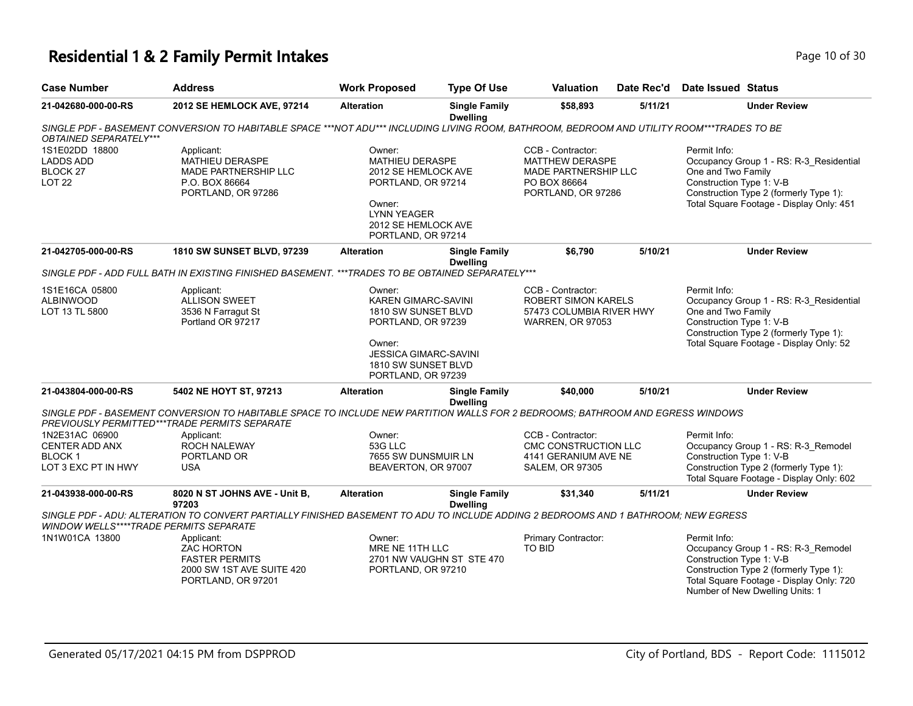# Residential 1 & 2 Family Permit Intakes

| Case Number | Address | Work Proposed | Type Of Use | Valuation | Date Rec'd | Date Issued | Status |
|---|---|---|---|---|---|---|---|
| 21-042680-000-00-RS | 2012 SE HEMLOCK AVE, 97214 | Alteration | Single Family Dwelling | $58,893 | 5/11/21 | | Under Review |

*SINGLE PDF - BASEMENT CONVERSION TO HABITABLE SPACE ***NOT ADU*** INCLUDING LIVING ROOM, BATHROOM, BEDROOM AND UTILITY ROOM***TRADES TO BE OBTAINED SEPARATELY****

1S1E02DD 18800
LADDS ADD
BLOCK 27
LOT 22

Applicant:
MATHIEU DERASPE
MADE PARTNERSHIP LLC
P.O. BOX 86664
PORTLAND, OR 97286

Owner:
MATHIEU DERASPE
2012 SE HEMLOCK AVE
PORTLAND, OR 97214

Owner:
LYNN YEAGER
2012 SE HEMLOCK AVE
PORTLAND, OR 97214

CCB - Contractor:
MATTHEW DERASPE
MADE PARTNERSHIP LLC
PO BOX 86664
PORTLAND, OR 97286

Permit Info:
Occupancy Group 1 - RS: R-3_Residential One and Two Family
Construction Type 1: V-B
Construction Type 2 (formerly Type 1):
Total Square Footage - Display Only: 451

| Case Number | Address | Work Proposed | Type Of Use | Valuation | Date Rec'd | Date Issued | Status |
|---|---|---|---|---|---|---|---|
| 21-042705-000-00-RS | 1810 SW SUNSET BLVD, 97239 | Alteration | Single Family Dwelling | $6,790 | 5/10/21 | | Under Review |

*SINGLE PDF - ADD FULL BATH IN EXISTING FINISHED BASEMENT. ***TRADES TO BE OBTAINED SEPARATELY****

1S1E16CA 05800
ALBINWOOD
LOT 13 TL 5800

Applicant:
ALLISON SWEET
3536 N Farragut St
Portland OR 97217

Owner:
KAREN GIMARC-SAVINI
1810 SW SUNSET BLVD
PORTLAND, OR 97239

Owner:
JESSICA GIMARC-SAVINI
1810 SW SUNSET BLVD
PORTLAND, OR 97239

CCB - Contractor:
ROBERT SIMON KARELS
57473 COLUMBIA RIVER HWY
WARREN, OR 97053

Permit Info:
Occupancy Group 1 - RS: R-3_Residential One and Two Family
Construction Type 1: V-B
Construction Type 2 (formerly Type 1):
Total Square Footage - Display Only: 52

| Case Number | Address | Work Proposed | Type Of Use | Valuation | Date Rec'd | Date Issued | Status |
|---|---|---|---|---|---|---|---|
| 21-043804-000-00-RS | 5402 NE HOYT ST, 97213 | Alteration | Single Family Dwelling | $40,000 | 5/10/21 | | Under Review |

*SINGLE PDF - BASEMENT CONVERSION TO HABITABLE SPACE TO INCLUDE NEW PARTITION WALLS FOR 2 BEDROOMS; BATHROOM AND EGRESS WINDOWS PREVIOUSLY PERMITTED***TRADE PERMITS SEPARATE*

1N2E31AC 06900
CENTER ADD ANX
BLOCK 1
LOT 3 EXC PT IN HWY

Applicant:
ROCH NALEWAY
PORTLAND OR
USA

Owner:
53G LLC
7655 SW DUNSMUIR LN
BEAVERTON, OR 97007

CCB - Contractor:
CMC CONSTRUCTION LLC
4141 GERANIUM AVE NE
SALEM, OR 97305

Permit Info:
Occupancy Group 1 - RS: R-3_Remodel
Construction Type 1: V-B
Construction Type 2 (formerly Type 1):
Total Square Footage - Display Only: 602

| Case Number | Address | Work Proposed | Type Of Use | Valuation | Date Rec'd | Date Issued | Status |
|---|---|---|---|---|---|---|---|
| 21-043938-000-00-RS | 8020 N ST JOHNS AVE - Unit B, 97203 | Alteration | Single Family Dwelling | $31,340 | 5/11/21 | | Under Review |

*SINGLE PDF - ADU: ALTERATION TO CONVERT PARTIALLY FINISHED BASEMENT TO ADU TO INCLUDE ADDING 2 BEDROOMS AND 1 BATHROOM; NEW EGRESS WINDOW WELLS****TRADE PERMITS SEPARATE*

1N1W01CA 13800

Applicant:
ZAC HORTON
FASTER PERMITS
2000 SW 1ST AVE SUITE 420
PORTLAND, OR 97201

Owner:
MRE NE 11TH LLC
2701 NW VAUGHN ST STE 470
PORTLAND, OR 97210

Primary Contractor:
TO BID

Permit Info:
Occupancy Group 1 - RS: R-3_Remodel
Construction Type 1: V-B
Construction Type 2 (formerly Type 1):
Total Square Footage - Display Only: 720
Number of New Dwelling Units: 1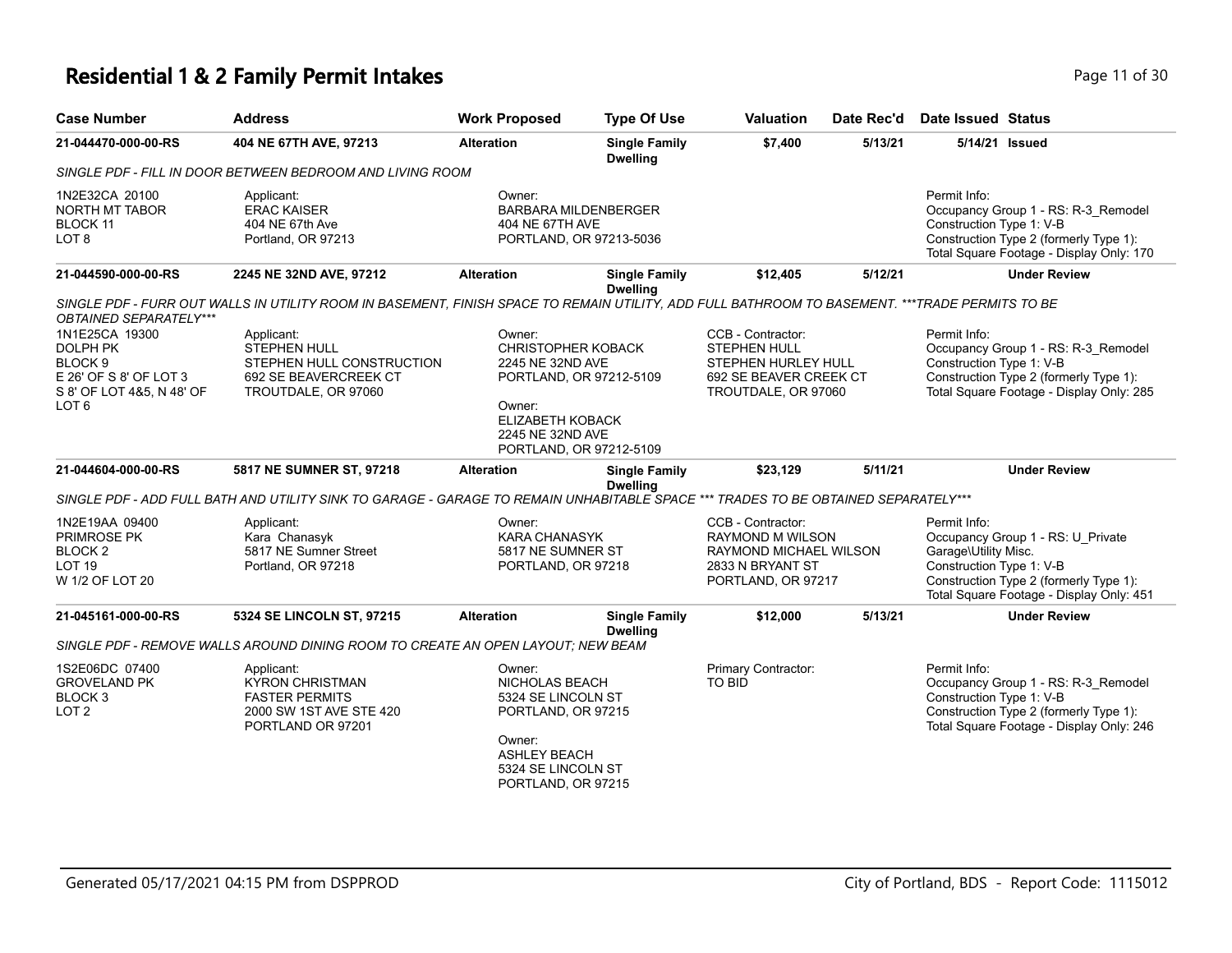# Residential 1 & 2 Family Permit Intakes

| Case Number | Address | Work Proposed | Type Of Use | Valuation | Date Rec'd | Date Issued | Status |
|---|---|---|---|---|---|---|---|
| **21-044470-000-00-RS** | **404 NE 67TH AVE, 97213** | **Alteration** | **Single Family Dwelling** | **$7,400** | **5/13/21** | **5/14/21** | **Issued** |

*SINGLE PDF - FILL IN DOOR BETWEEN BEDROOM AND LIVING ROOM*

1N2E32CA 20100
NORTH MT TABOR
BLOCK 11
LOT 8

Applicant:
ERAC KAISER
404 NE 67th Ave
Portland, OR 97213

Owner:
BARBARA MILDENBERGER
404 NE 67TH AVE
PORTLAND, OR 97213-5036

Permit Info:
Occupancy Group 1 - RS: R-3_Remodel
Construction Type 1: V-B
Construction Type 2 (formerly Type 1):
Total Square Footage - Display Only: 170

---

| Case Number | Address | Work Proposed | Type Of Use | Valuation | Date Rec'd | Date Issued | Status |
|---|---|---|---|---|---|---|---|
| **21-044590-000-00-RS** | **2245 NE 32ND AVE, 97212** | **Alteration** | **Single Family Dwelling** | **$12,405** | **5/12/21** | | **Under Review** |

*SINGLE PDF - FURR OUT WALLS IN UTILITY ROOM IN BASEMENT, FINISH SPACE TO REMAIN UTILITY, ADD FULL BATHROOM TO BASEMENT. ***TRADE PERMITS TO BE OBTAINED SEPARATELY****

1N1E25CA 19300
DOLPH PK
BLOCK 9
E 26' OF S 8' OF LOT 3
S 8' OF LOT 4&5, N 48' OF
LOT 6

Applicant:
STEPHEN HULL
STEPHEN HULL CONSTRUCTION
692 SE BEAVERCREEK CT
TROUTDALE, OR 97060

Owner:
CHRISTOPHER KOBACK
2245 NE 32ND AVE
PORTLAND, OR 97212-5109

Owner:
ELIZABETH KOBACK
2245 NE 32ND AVE
PORTLAND, OR 97212-5109

CCB - Contractor:
STEPHEN HULL
STEPHEN HURLEY HULL
692 SE BEAVER CREEK CT
TROUTDALE, OR 97060

Permit Info:
Occupancy Group 1 - RS: R-3_Remodel
Construction Type 1: V-B
Construction Type 2 (formerly Type 1):
Total Square Footage - Display Only: 285

---

| Case Number | Address | Work Proposed | Type Of Use | Valuation | Date Rec'd | Date Issued | Status |
|---|---|---|---|---|---|---|---|
| **21-044604-000-00-RS** | **5817 NE SUMNER ST, 97218** | **Alteration** | **Single Family Dwelling** | **$23,129** | **5/11/21** | | **Under Review** |

*SINGLE PDF - ADD FULL BATH AND UTILITY SINK TO GARAGE - GARAGE TO REMAIN UNHABITABLE SPACE *** TRADES TO BE OBTAINED SEPARATELY****

1N2E19AA 09400
PRIMROSE PK
BLOCK 2
LOT 19
W 1/2 OF LOT 20

Applicant:
Kara Chanasyk
5817 NE Sumner Street
Portland, OR 97218

Owner:
KARA CHANASYK
5817 NE SUMNER ST
PORTLAND, OR 97218

CCB - Contractor:
RAYMOND M WILSON
RAYMOND MICHAEL WILSON
2833 N BRYANT ST
PORTLAND, OR 97217

Permit Info:
Occupancy Group 1 - RS: U_Private Garage\Utility Misc.
Construction Type 1: V-B
Construction Type 2 (formerly Type 1):
Total Square Footage - Display Only: 451

---

| Case Number | Address | Work Proposed | Type Of Use | Valuation | Date Rec'd | Date Issued | Status |
|---|---|---|---|---|---|---|---|
| **21-045161-000-00-RS** | **5324 SE LINCOLN ST, 97215** | **Alteration** | **Single Family Dwelling** | **$12,000** | **5/13/21** | | **Under Review** |

*SINGLE PDF - REMOVE WALLS AROUND DINING ROOM TO CREATE AN OPEN LAYOUT; NEW BEAM*

1S2E06DC 07400
GROVELAND PK
BLOCK 3
LOT 2

Applicant:
KYRON CHRISTMAN
FASTER PERMITS
2000 SW 1ST AVE STE 420
PORTLAND OR 97201

Owner:
NICHOLAS BEACH
5324 SE LINCOLN ST
PORTLAND, OR 97215

Owner:
ASHLEY BEACH
5324 SE LINCOLN ST
PORTLAND, OR 97215

Primary Contractor:
TO BID

Permit Info:
Occupancy Group 1 - RS: R-3_Remodel
Construction Type 1: V-B
Construction Type 2 (formerly Type 1):
Total Square Footage - Display Only: 246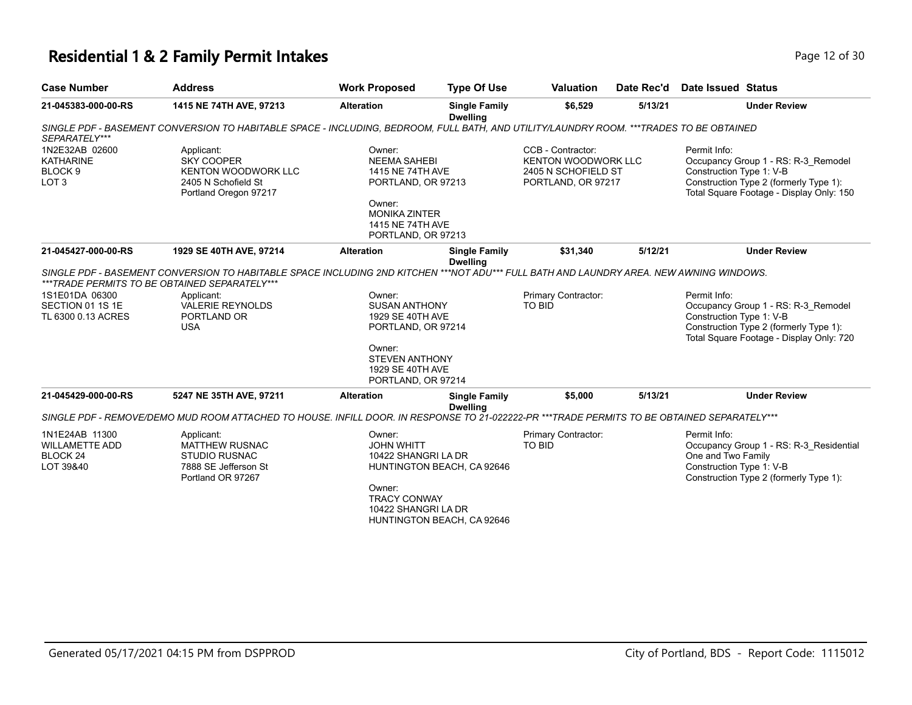# Residential 1 & 2 Family Permit Intakes

| Case Number | Address | Work Proposed | Type Of Use | Valuation | Date Rec'd | Date Issued | Status |
|---|---|---|---|---|---|---|---|
| **21-045383-000-00-RS** | **1415 NE 74TH AVE, 97213** | **Alteration** | **Single Family Dwelling** | **$6,529** | **5/13/21** | | **Under Review** |

*SINGLE PDF - BASEMENT CONVERSION TO HABITABLE SPACE - INCLUDING, BEDROOM, FULL BATH, AND UTILITY/LAUNDRY ROOM. ***TRADES TO BE OBTAINED SEPARATELY****

1N2E32AB 02600
KATHARINE
BLOCK 9
LOT 3

Applicant:
SKY COOPER
KENTON WOODWORK LLC
2405 N Schofield St
Portland Oregon 97217

Owner:
NEEMA SAHEBI
1415 NE 74TH AVE
PORTLAND, OR 97213

Owner:
MONIKA ZINTER
1415 NE 74TH AVE
PORTLAND, OR 97213

CCB - Contractor:
KENTON WOODWORK LLC
2405 N SCHOFIELD ST
PORTLAND, OR 97217

Permit Info:
Occupancy Group 1 - RS: R-3_Remodel
Construction Type 1: V-B
Construction Type 2 (formerly Type 1):
Total Square Footage - Display Only: 150

| Case Number | Address | Work Proposed | Type Of Use | Valuation | Date Rec'd | Date Issued | Status |
|---|---|---|---|---|---|---|---|
| **21-045427-000-00-RS** | **1929 SE 40TH AVE, 97214** | **Alteration** | **Single Family Dwelling** | **$31,340** | **5/12/21** | | **Under Review** |

*SINGLE PDF - BASEMENT CONVERSION TO HABITABLE SPACE INCLUDING 2ND KITCHEN ***NOT ADU*** FULL BATH AND LAUNDRY AREA. NEW AWNING WINDOWS. ***TRADE PERMITS TO BE OBTAINED SEPARATELY****

1S1E01DA 06300
SECTION 01 1S 1E
TL 6300 0.13 ACRES

Applicant:
VALERIE REYNOLDS
PORTLAND OR
USA

Owner:
SUSAN ANTHONY
1929 SE 40TH AVE
PORTLAND, OR 97214

Owner:
STEVEN ANTHONY
1929 SE 40TH AVE
PORTLAND, OR 97214

Primary Contractor:
TO BID

Permit Info:
Occupancy Group 1 - RS: R-3_Remodel
Construction Type 1: V-B
Construction Type 2 (formerly Type 1):
Total Square Footage - Display Only: 720

| Case Number | Address | Work Proposed | Type Of Use | Valuation | Date Rec'd | Date Issued | Status |
|---|---|---|---|---|---|---|---|
| **21-045429-000-00-RS** | **5247 NE 35TH AVE, 97211** | **Alteration** | **Single Family Dwelling** | **$5,000** | **5/13/21** | | **Under Review** |

*SINGLE PDF - REMOVE/DEMO MUD ROOM ATTACHED TO HOUSE. INFILL DOOR. IN RESPONSE TO 21-022222-PR ***TRADE PERMITS TO BE OBTAINED SEPARATELY****

1N1E24AB 11300
WILLAMETTE ADD
BLOCK 24
LOT 39&40

Applicant:
MATTHEW RUSNAC
STUDIO RUSNAC
7888 SE Jefferson St
Portland OR 97267

Owner:
JOHN WHITT
10422 SHANGRI LA DR
HUNTINGTON BEACH, CA 92646

Owner:
TRACY CONWAY
10422 SHANGRI LA DR
HUNTINGTON BEACH, CA 92646

Primary Contractor:
TO BID

Permit Info:
Occupancy Group 1 - RS: R-3_Residential One and Two Family
Construction Type 1: V-B
Construction Type 2 (formerly Type 1):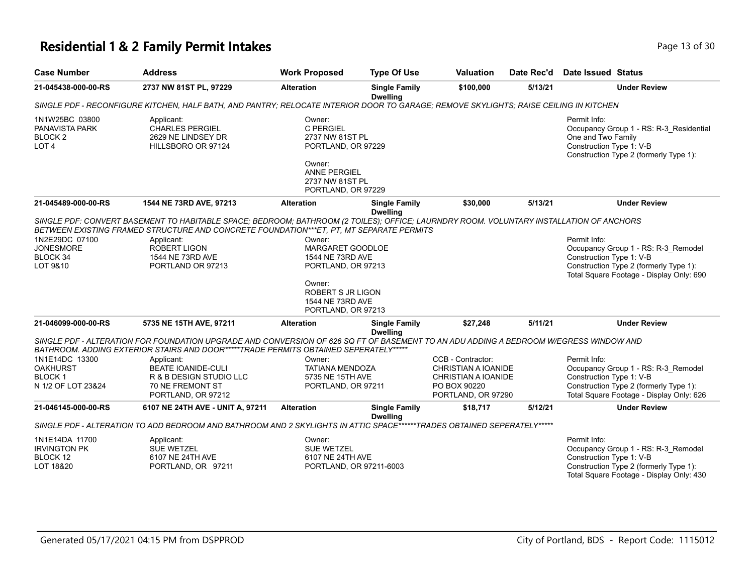# Residential 1 & 2 Family Permit Intakes

| Case Number | Address | Work Proposed | Type Of Use | Valuation | Date Rec'd | Date Issued | Status |
|---|---|---|---|---|---|---|---|
| 21-045438-000-00-RS | 2737 NW 81ST PL, 97229 | Alteration | Single Family Dwelling | $100,000 | 5/13/21 | | Under Review |

*SINGLE PDF - RECONFIGURE KITCHEN, HALF BATH, AND PANTRY; RELOCATE INTERIOR DOOR TO GARAGE; REMOVE SKYLIGHTS; RAISE CEILING IN KITCHEN*

1N1W25BC 03800
PANAVISTA PARK
BLOCK 2
LOT 4

Applicant:
CHARLES PERGIEL
2629 NE LINDSEY DR
HILLSBORO OR 97124

Owner:
C PERGIEL
2737 NW 81ST PL
PORTLAND, OR 97229

Owner:
ANNE PERGIEL
2737 NW 81ST PL
PORTLAND, OR 97229

Permit Info:
Occupancy Group 1 - RS: R-3_Residential One and Two Family
Construction Type 1: V-B
Construction Type 2 (formerly Type 1):

---

| Case Number | Address | Work Proposed | Type Of Use | Valuation | Date Rec'd | Date Issued | Status |
|---|---|---|---|---|---|---|---|
| 21-045489-000-00-RS | 1544 NE 73RD AVE, 97213 | Alteration | Single Family Dwelling | $30,000 | 5/13/21 | | Under Review |

*SINGLE PDF: CONVERT BASEMENT TO HABITABLE SPACE; BEDROOM; BATHROOM (2 TOILES); OFFICE; LAURNDRY ROOM. VOLUNTARY INSTALLATION OF ANCHORS BETWEEN EXISTING FRAMED STRUCTURE AND CONCRETE FOUNDATION***ET, PT, MT SEPARATE PERMITS*

1N2E29DC 07100
JONESMORE
BLOCK 34
LOT 9&10

Applicant:
ROBERT LIGON
1544 NE 73RD AVE
PORTLAND OR 97213

Owner:
MARGARET GOODLOE
1544 NE 73RD AVE
PORTLAND, OR 97213

Owner:
ROBERT S JR LIGON
1544 NE 73RD AVE
PORTLAND, OR 97213

Permit Info:
Occupancy Group 1 - RS: R-3_Remodel
Construction Type 1: V-B
Construction Type 2 (formerly Type 1):
Total Square Footage - Display Only: 690

---

| Case Number | Address | Work Proposed | Type Of Use | Valuation | Date Rec'd | Date Issued | Status |
|---|---|---|---|---|---|---|---|
| 21-046099-000-00-RS | 5735 NE 15TH AVE, 97211 | Alteration | Single Family Dwelling | $27,248 | 5/11/21 | | Under Review |

*SINGLE PDF - ALTERATION FOR FOUNDATION UPGRADE AND CONVERSION OF 626 SQ FT OF BASEMENT TO AN ADU ADDING A BEDROOM W/EGRESS WINDOW AND BATHROOM. ADDING EXTERIOR STAIRS AND DOOR*****TRADE PERMITS OBTAINED SEPERATELY******

1N1E14DC 13300
OAKHURST
BLOCK 1
N 1/2 OF LOT 23&24

Applicant:
BEATE IOANIDE-CULI
R & B DESIGN STUDIO LLC
70 NE FREMONT ST
PORTLAND, OR 97212

Owner:
TATIANA MENDOZA
5735 NE 15TH AVE
PORTLAND, OR 97211

CCB - Contractor:
CHRISTIAN A IOANIDE
CHRISTIAN A IOANIDE
PO BOX 90220
PORTLAND, OR 97290

Permit Info:
Occupancy Group 1 - RS: R-3_Remodel
Construction Type 1: V-B
Construction Type 2 (formerly Type 1):
Total Square Footage - Display Only: 626

---

| Case Number | Address | Work Proposed | Type Of Use | Valuation | Date Rec'd | Date Issued | Status |
|---|---|---|---|---|---|---|---|
| 21-046145-000-00-RS | 6107 NE 24TH AVE - UNIT A, 97211 | Alteration | Single Family Dwelling | $18,717 | 5/12/21 | | Under Review |

*SINGLE PDF - ALTERATION TO ADD BEDROOM AND BATHROOM AND 2 SKYLIGHTS IN ATTIC SPACE******TRADES OBTAINED SEPERATELY******

1N1E14DA 11700
IRVINGTON PK
BLOCK 12
LOT 18&20

Applicant:
SUE WETZEL
6107 NE 24TH AVE
PORTLAND, OR 97211

Owner:
SUE WETZEL
6107 NE 24TH AVE
PORTLAND, OR 97211-6003

Permit Info:
Occupancy Group 1 - RS: R-3_Remodel
Construction Type 1: V-B
Construction Type 2 (formerly Type 1):
Total Square Footage - Display Only: 430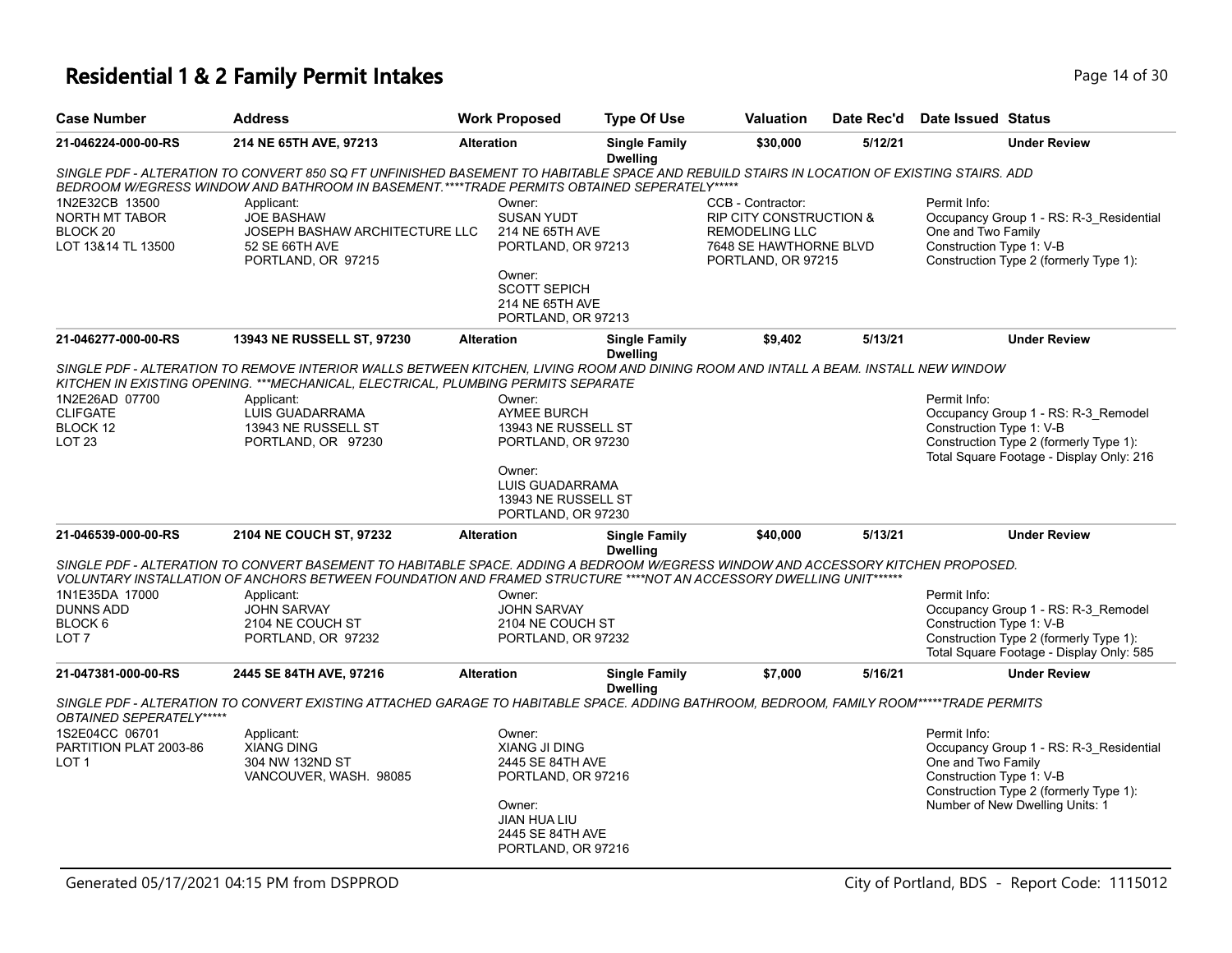# Residential 1 & 2 Family Permit Intakes

| Case Number | Address | Work Proposed | Type Of Use | Valuation | Date Rec'd | Date Issued | Status |
|---|---|---|---|---|---|---|---|
| 21-046224-000-00-RS | 214 NE 65TH AVE, 97213 | Alteration | Single Family Dwelling | $30,000 | 5/12/21 | | Under Review |

*SINGLE PDF - ALTERATION TO CONVERT 850 SQ FT UNFINISHED BASEMENT TO HABITABLE SPACE AND REBUILD STAIRS IN LOCATION OF EXISTING STAIRS. ADD BEDROOM W/EGRESS WINDOW AND BATHROOM IN BASEMENT.****TRADE PERMITS OBTAINED SEPERATELY*****

1N2E32CB 13500
NORTH MT TABOR
BLOCK 20
LOT 13&14 TL 13500

Applicant:
JOE BASHAW
JOSEPH BASHAW ARCHITECTURE LLC
52 SE 66TH AVE
PORTLAND, OR 97215

Owner:
SUSAN YUDT
214 NE 65TH AVE
PORTLAND, OR 97213

Owner:
SCOTT SEPICH
214 NE 65TH AVE
PORTLAND, OR 97213

CCB - Contractor:
RIP CITY CONSTRUCTION & REMODELING LLC
7648 SE HAWTHORNE BLVD
PORTLAND, OR 97215

Permit Info:
Occupancy Group 1 - RS: R-3_Residential One and Two Family
Construction Type 1: V-B
Construction Type 2 (formerly Type 1):

| Case Number | Address | Work Proposed | Type Of Use | Valuation | Date Rec'd | Date Issued | Status |
|---|---|---|---|---|---|---|---|
| 21-046277-000-00-RS | 13943 NE RUSSELL ST, 97230 | Alteration | Single Family Dwelling | $9,402 | 5/13/21 | | Under Review |

*SINGLE PDF - ALTERATION TO REMOVE INTERIOR WALLS BETWEEN KITCHEN, LIVING ROOM AND DINING ROOM AND INTALL A BEAM. INSTALL NEW WINDOW KITCHEN IN EXISTING OPENING. ***MECHANICAL, ELECTRICAL, PLUMBING PERMITS SEPARATE*

1N2E26AD 07700
CLIFGATE
BLOCK 12
LOT 23

Applicant:
LUIS GUADARRAMA
13943 NE RUSSELL ST
PORTLAND, OR 97230

Owner:
AYMEE BURCH
13943 NE RUSSELL ST
PORTLAND, OR 97230

Owner:
LUIS GUADARRAMA
13943 NE RUSSELL ST
PORTLAND, OR 97230

Permit Info:
Occupancy Group 1 - RS: R-3_Remodel
Construction Type 1: V-B
Construction Type 2 (formerly Type 1):
Total Square Footage - Display Only: 216

| Case Number | Address | Work Proposed | Type Of Use | Valuation | Date Rec'd | Date Issued | Status |
|---|---|---|---|---|---|---|---|
| 21-046539-000-00-RS | 2104 NE COUCH ST, 97232 | Alteration | Single Family Dwelling | $40,000 | 5/13/21 | | Under Review |

*SINGLE PDF - ALTERATION TO CONVERT BASEMENT TO HABITABLE SPACE. ADDING A BEDROOM W/EGRESS WINDOW AND ACCESSORY KITCHEN PROPOSED. VOLUNTARY INSTALLATION OF ANCHORS BETWEEN FOUNDATION AND FRAMED STRUCTURE ****NOT AN ACCESSORY DWELLING UNIT******

1N1E35DA 17000
DUNNS ADD
BLOCK 6
LOT 7

Applicant:
JOHN SARVAY
2104 NE COUCH ST
PORTLAND, OR 97232

Owner:
JOHN SARVAY
2104 NE COUCH ST
PORTLAND, OR 97232

Permit Info:
Occupancy Group 1 - RS: R-3_Remodel
Construction Type 1: V-B
Construction Type 2 (formerly Type 1):
Total Square Footage - Display Only: 585

| Case Number | Address | Work Proposed | Type Of Use | Valuation | Date Rec'd | Date Issued | Status |
|---|---|---|---|---|---|---|---|
| 21-047381-000-00-RS | 2445 SE 84TH AVE, 97216 | Alteration | Single Family Dwelling | $7,000 | 5/16/21 | | Under Review |

*SINGLE PDF - ALTERATION TO CONVERT EXISTING ATTACHED GARAGE TO HABITABLE SPACE. ADDING BATHROOM, BEDROOM, FAMILY ROOM*****TRADE PERMITS OBTAINED SEPERATELY*****

1S2E04CC 06701
PARTITION PLAT 2003-86
LOT 1

Applicant:
XIANG DING
304 NW 132ND ST
VANCOUVER, WASH. 98085

Owner:
XIANG JI DING
2445 SE 84TH AVE
PORTLAND, OR 97216

Owner:
JIAN HUA LIU
2445 SE 84TH AVE
PORTLAND, OR 97216

Permit Info:
Occupancy Group 1 - RS: R-3_Residential One and Two Family
Construction Type 1: V-B
Construction Type 2 (formerly Type 1):
Number of New Dwelling Units: 1

Generated 05/17/2021 04:15 PM from DSPPROD — City of Portland, BDS - Report Code: 1115012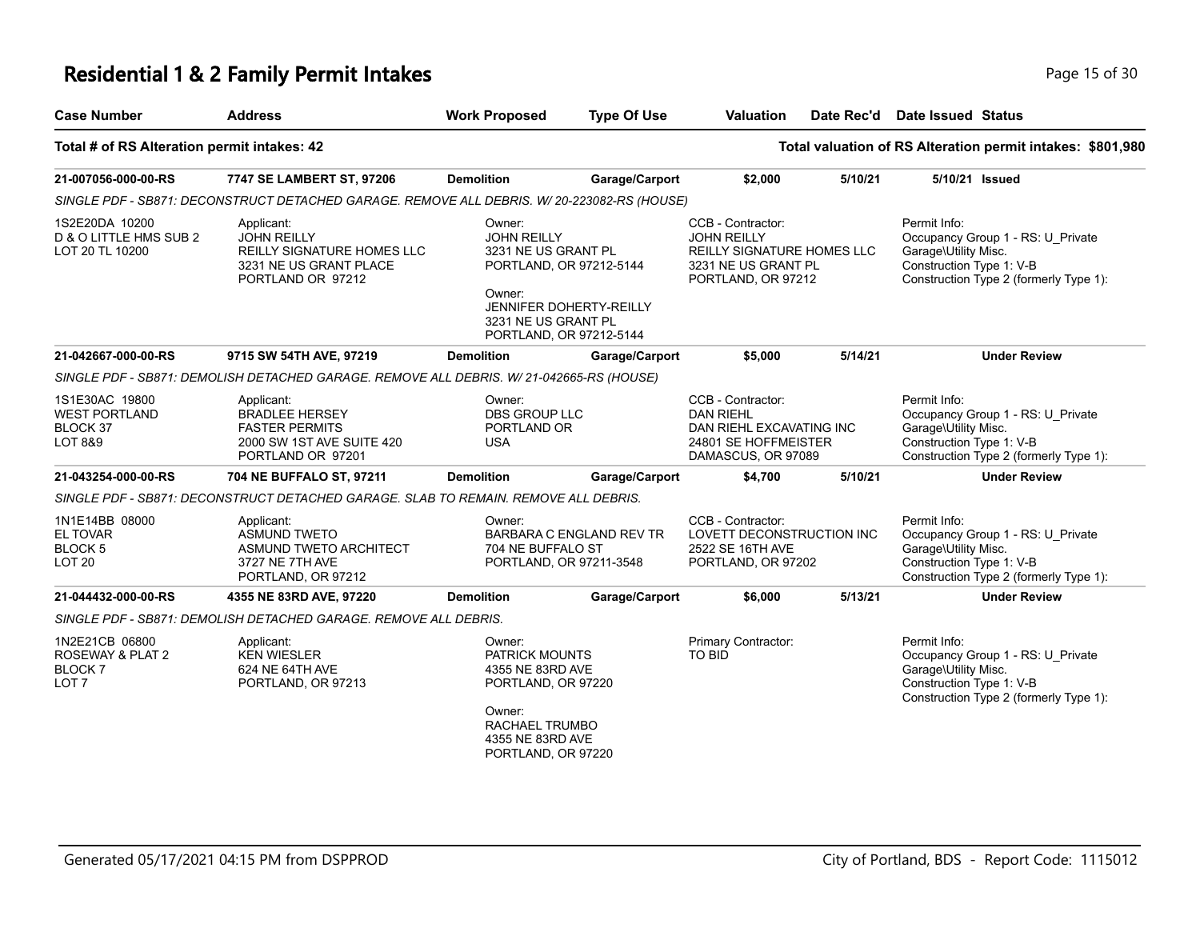# Residential 1 & 2 Family Permit Intakes

| Case Number | Address | Work Proposed | Type Of Use | Valuation | Date Rec'd | Date Issued | Status |
|---|---|---|---|---|---|---|---|

**Total # of RS Alteration permit intakes: 42** — **Total valuation of RS Alteration permit intakes: $801,980**

| Case Number | Address | Work Proposed | Type Of Use | Valuation | Date Rec'd | Date Issued | Status |
|---|---|---|---|---|---|---|---|
| **21-007056-000-00-RS** | **7747 SE LAMBERT ST, 97206** | **Demolition** | **Garage/Carport** | **$2,000** | **5/10/21** | **5/10/21** | **Issued** |

*SINGLE PDF - SB871: DECONSTRUCT DETACHED GARAGE. REMOVE ALL DEBRIS. W/ 20-223082-RS (HOUSE)*

1S2E20DA 10200
D & O LITTLE HMS SUB 2
LOT 20 TL 10200

Applicant:
JOHN REILLY
REILLY SIGNATURE HOMES LLC
3231 NE US GRANT PLACE
PORTLAND OR 97212

Owner:
JOHN REILLY
3231 NE US GRANT PL
PORTLAND, OR 97212-5144

Owner:
JENNIFER DOHERTY-REILLY
3231 NE US GRANT PL
PORTLAND, OR 97212-5144

CCB - Contractor:
JOHN REILLY
REILLY SIGNATURE HOMES LLC
3231 NE US GRANT PL
PORTLAND, OR 97212

Permit Info:
Occupancy Group 1 - RS: U_Private Garage\Utility Misc.
Construction Type 1: V-B
Construction Type 2 (formerly Type 1):

| Case Number | Address | Work Proposed | Type Of Use | Valuation | Date Rec'd | Date Issued | Status |
|---|---|---|---|---|---|---|---|
| **21-042667-000-00-RS** | **9715 SW 54TH AVE, 97219** | **Demolition** | **Garage/Carport** | **$5,000** | **5/14/21** | | **Under Review** |

*SINGLE PDF - SB871: DEMOLISH DETACHED GARAGE. REMOVE ALL DEBRIS. W/ 21-042665-RS (HOUSE)*

1S1E30AC 19800
WEST PORTLAND
BLOCK 37
LOT 8&9

Applicant:
BRADLEE HERSEY
FASTER PERMITS
2000 SW 1ST AVE SUITE 420
PORTLAND OR 97201

Owner:
DBS GROUP LLC
PORTLAND OR
USA

CCB - Contractor:
DAN RIEHL
DAN RIEHL EXCAVATING INC
24801 SE HOFFMEISTER
DAMASCUS, OR 97089

Permit Info:
Occupancy Group 1 - RS: U_Private Garage\Utility Misc.
Construction Type 1: V-B
Construction Type 2 (formerly Type 1):

| Case Number | Address | Work Proposed | Type Of Use | Valuation | Date Rec'd | Date Issued | Status |
|---|---|---|---|---|---|---|---|
| **21-043254-000-00-RS** | **704 NE BUFFALO ST, 97211** | **Demolition** | **Garage/Carport** | **$4,700** | **5/10/21** | | **Under Review** |

*SINGLE PDF - SB871: DECONSTRUCT DETACHED GARAGE. SLAB TO REMAIN. REMOVE ALL DEBRIS.*

1N1E14BB 08000
EL TOVAR
BLOCK 5
LOT 20

Applicant:
ASMUND TWETO
ASMUND TWETO ARCHITECT
3727 NE 7TH AVE
PORTLAND, OR 97212

Owner:
BARBARA C ENGLAND REV TR
704 NE BUFFALO ST
PORTLAND, OR 97211-3548

CCB - Contractor:
LOVETT DECONSTRUCTION INC
2522 SE 16TH AVE
PORTLAND, OR 97202

Permit Info:
Occupancy Group 1 - RS: U_Private Garage\Utility Misc.
Construction Type 1: V-B
Construction Type 2 (formerly Type 1):

| Case Number | Address | Work Proposed | Type Of Use | Valuation | Date Rec'd | Date Issued | Status |
|---|---|---|---|---|---|---|---|
| **21-044432-000-00-RS** | **4355 NE 83RD AVE, 97220** | **Demolition** | **Garage/Carport** | **$6,000** | **5/13/21** | | **Under Review** |

*SINGLE PDF - SB871: DEMOLISH DETACHED GARAGE. REMOVE ALL DEBRIS.*

1N2E21CB 06800
ROSEWAY & PLAT 2
BLOCK 7
LOT 7

Applicant:
KEN WIESLER
624 NE 64TH AVE
PORTLAND, OR 97213

Owner:
PATRICK MOUNTS
4355 NE 83RD AVE
PORTLAND, OR 97220

Owner:
RACHAEL TRUMBO
4355 NE 83RD AVE
PORTLAND, OR 97220

Primary Contractor:
TO BID

Permit Info:
Occupancy Group 1 - RS: U_Private Garage\Utility Misc.
Construction Type 1: V-B
Construction Type 2 (formerly Type 1):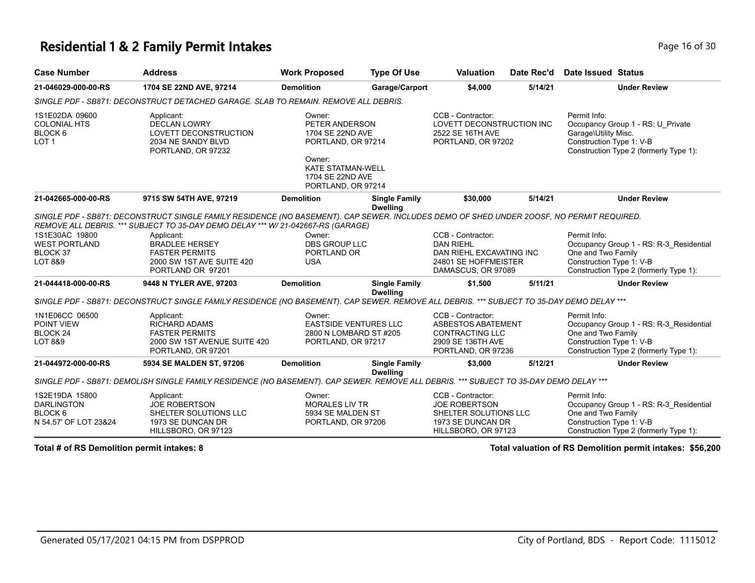# Residential 1 & 2 Family Permit Intakes

| Case Number | Address | Work Proposed | Type Of Use | Valuation | Date Rec'd | Date Issued | Status |
|---|---|---|---|---|---|---|---|
| **21-046029-000-00-RS** | **1704 SE 22ND AVE, 97214** | **Demolition** | **Garage/Carport** | **$4,000** | **5/14/21** | | **Under Review** |

*SINGLE PDF - SB871: DECONSTRUCT DETACHED GARAGE. SLAB TO REMAIN. REMOVE ALL DEBRIS.*

1S1E02DA 09600
COLONIAL HTS
BLOCK 6
LOT 1

Applicant:
DECLAN LOWRY
LOVETT DECONSTRUCTION
2034 NE SANDY BLVD
PORTLAND, OR 97232

Owner:
PETER ANDERSON
1704 SE 22ND AVE
PORTLAND, OR 97214

Owner:
KATE STATMAN-WELL
1704 SE 22ND AVE
PORTLAND, OR 97214

CCB - Contractor:
LOVETT DECONSTRUCTION INC
2522 SE 16TH AVE
PORTLAND, OR 97202

Permit Info:
Occupancy Group 1 - RS: U_Private Garage\Utility Misc.
Construction Type 1: V-B
Construction Type 2 (formerly Type 1):

| Case Number | Address | Work Proposed | Type Of Use | Valuation | Date Rec'd | Date Issued | Status |
|---|---|---|---|---|---|---|---|
| **21-042665-000-00-RS** | **9715 SW 54TH AVE, 97219** | **Demolition** | **Single Family Dwelling** | **$30,000** | **5/14/21** | | **Under Review** |

*SINGLE PDF - SB871: DECONSTRUCT SINGLE FAMILY RESIDENCE (NO BASEMENT). CAP SEWER. INCLUDES DEMO OF SHED UNDER 2OOSF, NO PERMIT REQUIRED. REMOVE ALL DEBRIS. *** SUBJECT TO 35-DAY DEMO DELAY *** W/ 21-042667-RS (GARAGE)*

1S1E30AC 19800
WEST PORTLAND
BLOCK 37
LOT 8&9

Applicant:
BRADLEE HERSEY
FASTER PERMITS
2000 SW 1ST AVE SUITE 420
PORTLAND OR 97201

Owner:
DBS GROUP LLC
PORTLAND OR
USA

CCB - Contractor:
DAN RIEHL
DAN RIEHL EXCAVATING INC
24801 SE HOFFMEISTER
DAMASCUS, OR 97089

Permit Info:
Occupancy Group 1 - RS: R-3_Residential One and Two Family
Construction Type 1: V-B
Construction Type 2 (formerly Type 1):

| Case Number | Address | Work Proposed | Type Of Use | Valuation | Date Rec'd | Date Issued | Status |
|---|---|---|---|---|---|---|---|
| **21-044418-000-00-RS** | **9448 N TYLER AVE, 97203** | **Demolition** | **Single Family Dwelling** | **$1,500** | **5/11/21** | | **Under Review** |

*SINGLE PDF - SB871: DECONSTRUCT SINGLE FAMILY RESIDENCE (NO BASEMENT). CAP SEWER. REMOVE ALL DEBRIS. *** SUBJECT TO 35-DAY DEMO DELAY ****

1N1E06CC 06500
POINT VIEW
BLOCK 24
LOT 8&9

Applicant:
RICHARD ADAMS
FASTER PERMITS
2000 SW 1ST AVENUE SUITE 420
PORTLAND, OR 97201

Owner:
EASTSIDE VENTURES LLC
2800 N LOMBARD ST #205
PORTLAND, OR 97217

CCB - Contractor:
ASBESTOS ABATEMENT CONTRACTING LLC
2909 SE 136TH AVE
PORTLAND, OR 97236

Permit Info:
Occupancy Group 1 - RS: R-3_Residential One and Two Family
Construction Type 1: V-B
Construction Type 2 (formerly Type 1):

| Case Number | Address | Work Proposed | Type Of Use | Valuation | Date Rec'd | Date Issued | Status |
|---|---|---|---|---|---|---|---|
| **21-044972-000-00-RS** | **5934 SE MALDEN ST, 97206** | **Demolition** | **Single Family Dwelling** | **$3,000** | **5/12/21** | | **Under Review** |

*SINGLE PDF - SB871: DEMOLISH SINGLE FAMILY RESIDENCE (NO BASEMENT). CAP SEWER. REMOVE ALL DEBRIS. *** SUBJECT TO 35-DAY DEMO DELAY ****

1S2E19DA 15800
DARLINGTON
BLOCK 6
N 54.57' OF LOT 23&24

Applicant:
JOE ROBERTSON
SHELTER SOLUTIONS LLC
1973 SE DUNCAN DR
HILLSBORO, OR 97123

Owner:
MORALES LIV TR
5934 SE MALDEN ST
PORTLAND, OR 97206

CCB - Contractor:
JOE ROBERTSON
SHELTER SOLUTIONS LLC
1973 SE DUNCAN DR
HILLSBORO, OR 97123

Permit Info:
Occupancy Group 1 - RS: R-3_Residential One and Two Family
Construction Type 1: V-B
Construction Type 2 (formerly Type 1):

**Total # of RS Demolition permit intakes: 8**

**Total valuation of RS Demolition permit intakes: $56,200**

Generated 05/17/2021 04:15 PM from DSPPROD — City of Portland, BDS - Report Code: 1115012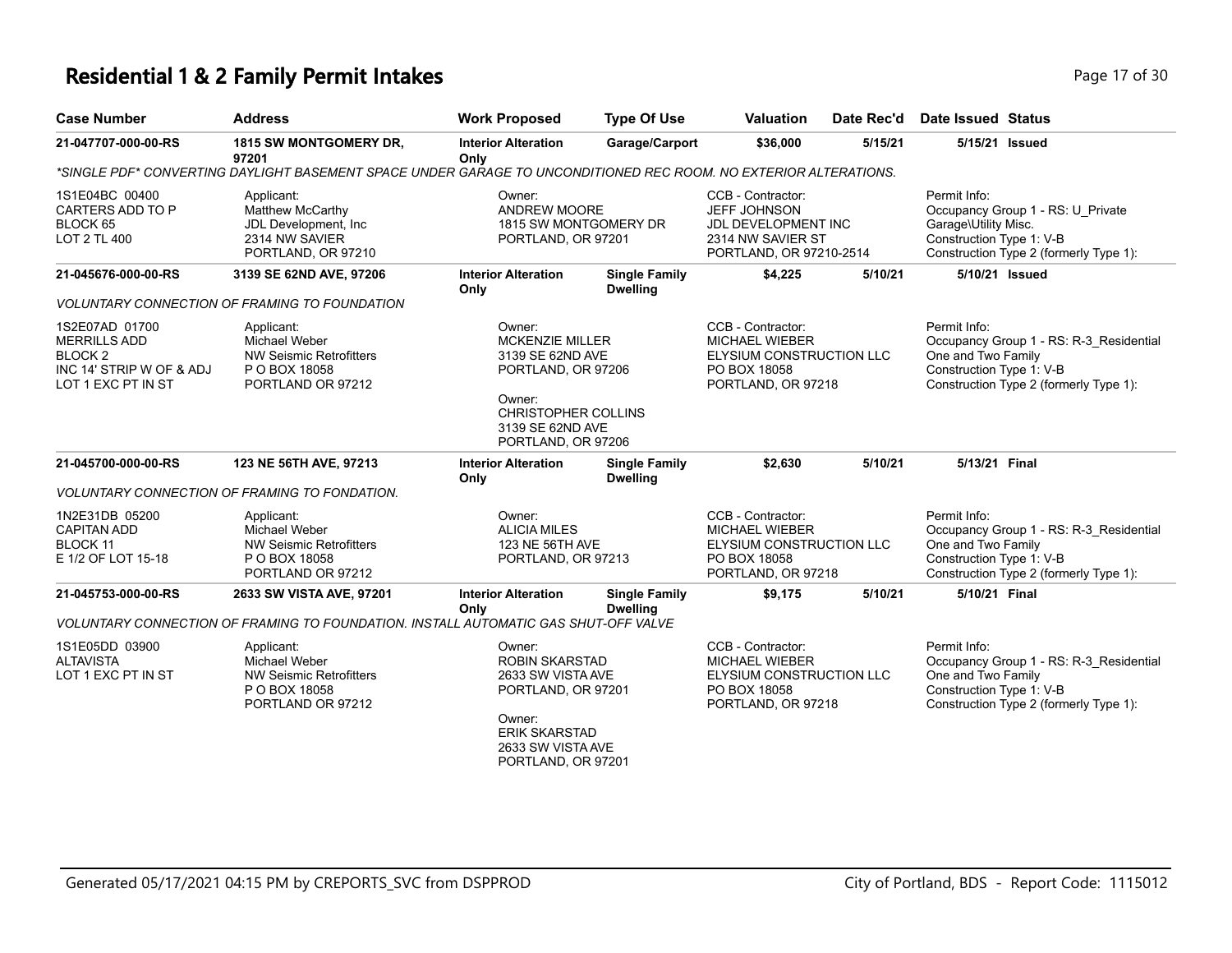# Residential 1 & 2 Family Permit Intakes

| Case Number | Address | Work Proposed | Type Of Use | Valuation | Date Rec'd | Date Issued | Status |
|---|---|---|---|---|---|---|---|
| 21-047707-000-00-RS | 1815 SW MONTGOMERY DR, 97201 | Interior Alteration Only | Garage/Carport | $36,000 | 5/15/21 | 5/15/21 | Issued |

*SINGLE PDF* CONVERTING DAYLIGHT BASEMENT SPACE UNDER GARAGE TO UNCONDITIONED REC ROOM. NO EXTERIOR ALTERATIONS.

| Legal Description | Applicant | Owner | CCB - Contractor | Permit Info |
|---|---|---|---|---|
| 1S1E04BC 00400<br>CARTERS ADD TO P<br>BLOCK 65<br>LOT 2 TL 400 | Applicant:<br>Matthew McCarthy<br>JDL Development, Inc<br>2314 NW SAVIER<br>PORTLAND, OR 97210 | Owner:<br>ANDREW MOORE<br>1815 SW MONTGOMERY DR<br>PORTLAND, OR 97201 | CCB - Contractor:<br>JEFF JOHNSON<br>JDL DEVELOPMENT INC<br>2314 NW SAVIER ST<br>PORTLAND, OR 97210-2514 | Permit Info:<br>Occupancy Group 1 - RS: U_Private Garage\Utility Misc.<br>Construction Type 1: V-B<br>Construction Type 2 (formerly Type 1): |

| Case Number | Address | Work Proposed | Type Of Use | Valuation | Date Rec'd | Date Issued | Status |
|---|---|---|---|---|---|---|---|
| 21-045676-000-00-RS | 3139 SE 62ND AVE, 97206 | Interior Alteration Only | Single Family Dwelling | $4,225 | 5/10/21 | 5/10/21 | Issued |

*VOLUNTARY CONNECTION OF FRAMING TO FOUNDATION*

| Legal Description | Applicant | Owner | CCB - Contractor | Permit Info |
|---|---|---|---|---|
| 1S2E07AD 01700<br>MERRILLS ADD<br>BLOCK 2<br>INC 14' STRIP W OF & ADJ<br>LOT 1 EXC PT IN ST | Applicant:<br>Michael Weber<br>NW Seismic Retrofitters<br>P O BOX 18058<br>PORTLAND OR 97212 | Owner:<br>MCKENZIE MILLER<br>3139 SE 62ND AVE<br>PORTLAND, OR 97206<br><br>Owner:<br>CHRISTOPHER COLLINS<br>3139 SE 62ND AVE<br>PORTLAND, OR 97206 | CCB - Contractor:<br>MICHAEL WIEBER<br>ELYSIUM CONSTRUCTION LLC<br>PO BOX 18058<br>PORTLAND, OR 97218 | Permit Info:<br>Occupancy Group 1 - RS: R-3_Residential One and Two Family<br>Construction Type 1: V-B<br>Construction Type 2 (formerly Type 1): |

| Case Number | Address | Work Proposed | Type Of Use | Valuation | Date Rec'd | Date Issued | Status |
|---|---|---|---|---|---|---|---|
| 21-045700-000-00-RS | 123 NE 56TH AVE, 97213 | Interior Alteration Only | Single Family Dwelling | $2,630 | 5/10/21 | 5/13/21 | Final |

*VOLUNTARY CONNECTION OF FRAMING TO FONDATION.*

| Legal Description | Applicant | Owner | CCB - Contractor | Permit Info |
|---|---|---|---|---|
| 1N2E31DB 05200<br>CAPITAN ADD<br>BLOCK 11<br>E 1/2 OF LOT 15-18 | Applicant:<br>Michael Weber<br>NW Seismic Retrofitters<br>P O BOX 18058<br>PORTLAND OR 97212 | Owner:<br>ALICIA MILES<br>123 NE 56TH AVE<br>PORTLAND, OR 97213 | CCB - Contractor:<br>MICHAEL WIEBER<br>ELYSIUM CONSTRUCTION LLC<br>PO BOX 18058<br>PORTLAND, OR 97218 | Permit Info:<br>Occupancy Group 1 - RS: R-3_Residential One and Two Family<br>Construction Type 1: V-B<br>Construction Type 2 (formerly Type 1): |

| Case Number | Address | Work Proposed | Type Of Use | Valuation | Date Rec'd | Date Issued | Status |
|---|---|---|---|---|---|---|---|
| 21-045753-000-00-RS | 2633 SW VISTA AVE, 97201 | Interior Alteration Only | Single Family Dwelling | $9,175 | 5/10/21 | 5/10/21 | Final |

*VOLUNTARY CONNECTION OF FRAMING TO FOUNDATION. INSTALL AUTOMATIC GAS SHUT-OFF VALVE*

| Legal Description | Applicant | Owner | CCB - Contractor | Permit Info |
|---|---|---|---|---|
| 1S1E05DD 03900<br>ALTAVISTA<br>LOT 1 EXC PT IN ST | Applicant:<br>Michael Weber<br>NW Seismic Retrofitters<br>P O BOX 18058<br>PORTLAND OR 97212 | Owner:<br>ROBIN SKARSTAD<br>2633 SW VISTA AVE<br>PORTLAND, OR 97201<br><br>Owner:<br>ERIK SKARSTAD<br>2633 SW VISTA AVE<br>PORTLAND, OR 97201 | CCB - Contractor:<br>MICHAEL WIEBER<br>ELYSIUM CONSTRUCTION LLC<br>PO BOX 18058<br>PORTLAND, OR 97218 | Permit Info:<br>Occupancy Group 1 - RS: R-3_Residential One and Two Family<br>Construction Type 1: V-B<br>Construction Type 2 (formerly Type 1): |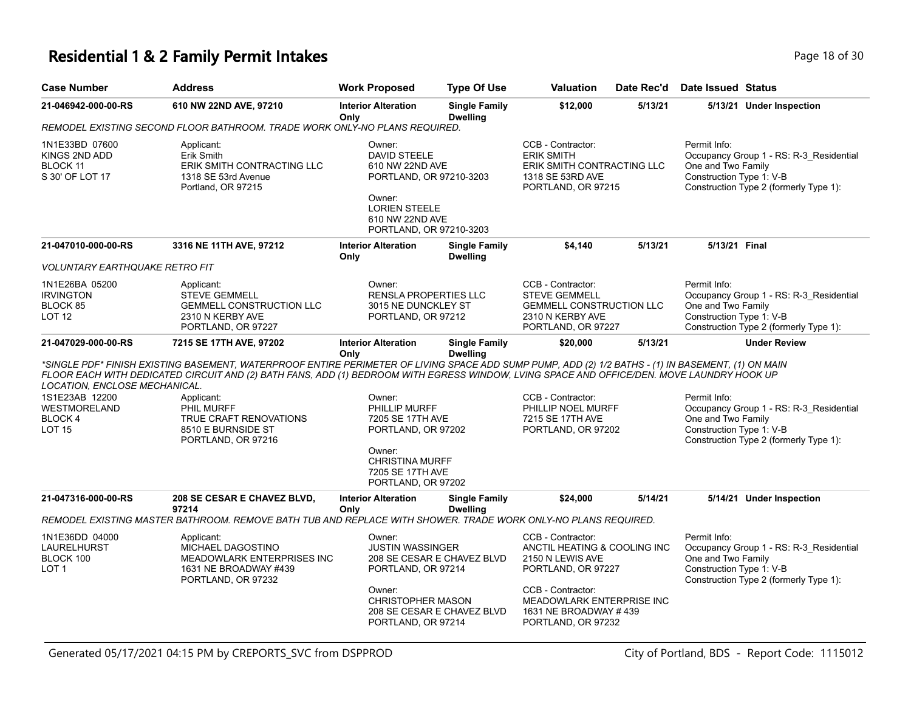# Residential 1 & 2 Family Permit Intakes

| Case Number | Address | Work Proposed | Type Of Use | Valuation | Date Rec'd | Date Issued | Status |
|---|---|---|---|---|---|---|---|
| 21-046942-000-00-RS | 610 NW 22ND AVE, 97210 | Interior Alteration Only | Single Family Dwelling | $12,000 | 5/13/21 | 5/13/21 | Under Inspection |

*REMODEL EXISTING SECOND FLOOR BATHROOM. TRADE WORK ONLY-NO PLANS REQUIRED.*

1N1E33BD 07600
KINGS 2ND ADD
BLOCK 11
S 30' OF LOT 17

Applicant:
Erik Smith
ERIK SMITH CONTRACTING LLC
1318 SE 53rd Avenue
Portland, OR 97215

Owner:
DAVID STEELE
610 NW 22ND AVE
PORTLAND, OR 97210-3203

Owner:
LORIEN STEELE
610 NW 22ND AVE
PORTLAND, OR 97210-3203

CCB - Contractor:
ERIK SMITH
ERIK SMITH CONTRACTING LLC
1318 SE 53RD AVE
PORTLAND, OR 97215

Permit Info:
Occupancy Group 1 - RS: R-3_Residential One and Two Family
Construction Type 1: V-B
Construction Type 2 (formerly Type 1):

---

| Case Number | Address | Work Proposed | Type Of Use | Valuation | Date Rec'd | Date Issued | Status |
|---|---|---|---|---|---|---|---|
| 21-047010-000-00-RS | 3316 NE 11TH AVE, 97212 | Interior Alteration Only | Single Family Dwelling | $4,140 | 5/13/21 | 5/13/21 | Final |

*VOLUNTARY EARTHQUAKE RETRO FIT*

1N1E26BA 05200
IRVINGTON
BLOCK 85
LOT 12

Applicant:
STEVE GEMMELL
GEMMELL CONSTRUCTION LLC
2310 N KERBY AVE
PORTLAND, OR 97227

Owner:
RENSLA PROPERTIES LLC
3015 NE DUNCKLEY ST
PORTLAND, OR 97212

CCB - Contractor:
STEVE GEMMELL
GEMMELL CONSTRUCTION LLC
2310 N KERBY AVE
PORTLAND, OR 97227

Permit Info:
Occupancy Group 1 - RS: R-3_Residential One and Two Family
Construction Type 1: V-B
Construction Type 2 (formerly Type 1):

---

| Case Number | Address | Work Proposed | Type Of Use | Valuation | Date Rec'd | Date Issued | Status |
|---|---|---|---|---|---|---|---|
| 21-047029-000-00-RS | 7215 SE 17TH AVE, 97202 | Interior Alteration Only | Single Family Dwelling | $20,000 | 5/13/21 | | Under Review |

*\*SINGLE PDF\* FINISH EXISTING BASEMENT, WATERPROOF ENTIRE PERIMETER OF LIVING SPACE ADD SUMP PUMP, ADD (2) 1/2 BATHS - (1) IN BASEMENT, (1) ON MAIN FLOOR EACH WITH DEDICATED CIRCUIT AND (2) BATH FANS, ADD (1) BEDROOM WITH EGRESS WINDOW, LVING SPACE AND OFFICE/DEN. MOVE LAUNDRY HOOK UP LOCATION, ENCLOSE MECHANICAL.*

1S1E23AB 12200
WESTMORELAND
BLOCK 4
LOT 15

Applicant:
PHIL MURFF
TRUE CRAFT RENOVATIONS
8510 E BURNSIDE ST
PORTLAND, OR 97216

Owner:
PHILLIP MURFF
7205 SE 17TH AVE
PORTLAND, OR 97202

Owner:
CHRISTINA MURFF
7205 SE 17TH AVE
PORTLAND, OR 97202

CCB - Contractor:
PHILLIP NOEL MURFF
7215 SE 17TH AVE
PORTLAND, OR 97202

Permit Info:
Occupancy Group 1 - RS: R-3_Residential One and Two Family
Construction Type 1: V-B
Construction Type 2 (formerly Type 1):

---

| Case Number | Address | Work Proposed | Type Of Use | Valuation | Date Rec'd | Date Issued | Status |
|---|---|---|---|---|---|---|---|
| 21-047316-000-00-RS | 208 SE CESAR E CHAVEZ BLVD, 97214 | Interior Alteration Only | Single Family Dwelling | $24,000 | 5/14/21 | 5/14/21 | Under Inspection |

*REMODEL EXISTING MASTER BATHROOM. REMOVE BATH TUB AND REPLACE WITH SHOWER. TRADE WORK ONLY-NO PLANS REQUIRED.*

1N1E36DD 04000
LAURELHURST
BLOCK 100
LOT 1

Applicant:
MICHAEL DAGOSTINO
MEADOWLARK ENTERPRISES INC
1631 NE BROADWAY #439
PORTLAND, OR 97232

Owner:
JUSTIN WASSINGER
208 SE CESAR E CHAVEZ BLVD
PORTLAND, OR 97214

Owner:
CHRISTOPHER MASON
208 SE CESAR E CHAVEZ BLVD
PORTLAND, OR 97214

CCB - Contractor:
ANCTIL HEATING & COOLING INC
2150 N LEWIS AVE
PORTLAND, OR 97227

CCB - Contractor:
MEADOWLARK ENTERPRISE INC
1631 NE BROADWAY # 439
PORTLAND, OR 97232

Permit Info:
Occupancy Group 1 - RS: R-3_Residential One and Two Family
Construction Type 1: V-B
Construction Type 2 (formerly Type 1):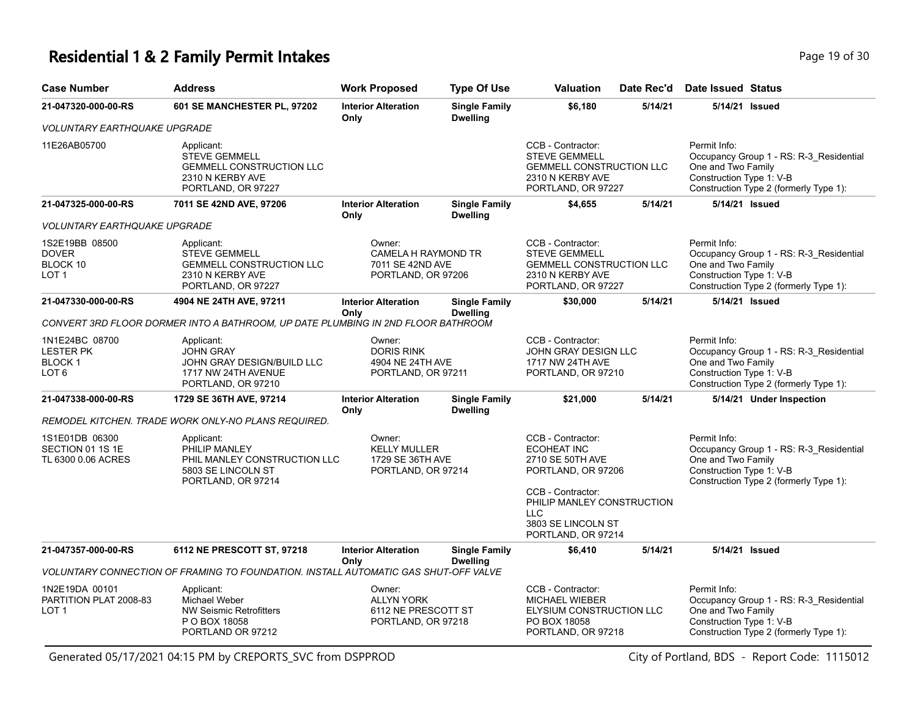# Residential 1 & 2 Family Permit Intakes

| Case Number | Address | Work Proposed | Type Of Use | Valuation | Date Rec'd | Date Issued | Status |
|---|---|---|---|---|---|---|---|
| 21-047320-000-00-RS | 601 SE MANCHESTER PL, 97202 | Interior Alteration Only | Single Family Dwelling | $6,180 | 5/14/21 | 5/14/21 | Issued |

*VOLUNTARY EARTHQUAKE UPGRADE*

| | | | |
|---|---|---|---|
| 11E26AB05700 | Applicant:<br>STEVE GEMMELL<br>GEMMELL CONSTRUCTION LLC<br>2310 N KERBY AVE<br>PORTLAND, OR 97227 | CCB - Contractor:<br>STEVE GEMMELL<br>GEMMELL CONSTRUCTION LLC<br>2310 N KERBY AVE<br>PORTLAND, OR 97227 | Permit Info:<br>Occupancy Group 1 - RS: R-3_Residential One and Two Family<br>Construction Type 1: V-B<br>Construction Type 2 (formerly Type 1): |

| Case Number | Address | Work Proposed | Type Of Use | Valuation | Date Rec'd | Date Issued | Status |
|---|---|---|---|---|---|---|---|
| 21-047325-000-00-RS | 7011 SE 42ND AVE, 97206 | Interior Alteration Only | Single Family Dwelling | $4,655 | 5/14/21 | 5/14/21 | Issued |

*VOLUNTARY EARTHQUAKE UPGRADE*

| | | | | |
|---|---|---|---|---|
| 1S2E19BB 08500<br>DOVER<br>BLOCK 10<br>LOT 1 | Applicant:<br>STEVE GEMMELL<br>GEMMELL CONSTRUCTION LLC<br>2310 N KERBY AVE<br>PORTLAND, OR 97227 | Owner:<br>CAMELA H RAYMOND TR<br>7011 SE 42ND AVE<br>PORTLAND, OR 97206 | CCB - Contractor:<br>STEVE GEMMELL<br>GEMMELL CONSTRUCTION LLC<br>2310 N KERBY AVE<br>PORTLAND, OR 97227 | Permit Info:<br>Occupancy Group 1 - RS: R-3_Residential One and Two Family<br>Construction Type 1: V-B<br>Construction Type 2 (formerly Type 1): |

| Case Number | Address | Work Proposed | Type Of Use | Valuation | Date Rec'd | Date Issued | Status |
|---|---|---|---|---|---|---|---|
| 21-047330-000-00-RS | 4904 NE 24TH AVE, 97211 | Interior Alteration Only | Single Family Dwelling | $30,000 | 5/14/21 | 5/14/21 | Issued |

*CONVERT 3RD FLOOR DORMER INTO A BATHROOM, UP DATE PLUMBING IN 2ND FLOOR BATHROOM*

| | | | | |
|---|---|---|---|---|
| 1N1E24BC 08700<br>LESTER PK<br>BLOCK 1<br>LOT 6 | Applicant:<br>JOHN GRAY<br>JOHN GRAY DESIGN/BUILD LLC<br>1717 NW 24TH AVENUE<br>PORTLAND, OR 97210 | Owner:<br>DORIS RINK<br>4904 NE 24TH AVE<br>PORTLAND, OR 97211 | CCB - Contractor:<br>JOHN GRAY DESIGN LLC<br>1717 NW 24TH AVE<br>PORTLAND, OR 97210 | Permit Info:<br>Occupancy Group 1 - RS: R-3_Residential One and Two Family<br>Construction Type 1: V-B<br>Construction Type 2 (formerly Type 1): |

| Case Number | Address | Work Proposed | Type Of Use | Valuation | Date Rec'd | Date Issued | Status |
|---|---|---|---|---|---|---|---|
| 21-047338-000-00-RS | 1729 SE 36TH AVE, 97214 | Interior Alteration Only | Single Family Dwelling | $21,000 | 5/14/21 | 5/14/21 | Under Inspection |

*REMODEL KITCHEN. TRADE WORK ONLY-NO PLANS REQUIRED.*

| | | | | |
|---|---|---|---|---|
| 1S1E01DB 06300<br>SECTION 01 1S 1E<br>TL 6300 0.06 ACRES | Applicant:<br>PHILIP MANLEY<br>PHIL MANLEY CONSTRUCTION LLC<br>5803 SE LINCOLN ST<br>PORTLAND, OR 97214 | Owner:<br>KELLY MULLER<br>1729 SE 36TH AVE<br>PORTLAND, OR 97214 | CCB - Contractor:<br>ECOHEAT INC<br>2710 SE 50TH AVE<br>PORTLAND, OR 97206<br><br>CCB - Contractor:<br>PHILIP MANLEY CONSTRUCTION LLC<br>3803 SE LINCOLN ST<br>PORTLAND, OR 97214 | Permit Info:<br>Occupancy Group 1 - RS: R-3_Residential One and Two Family<br>Construction Type 1: V-B<br>Construction Type 2 (formerly Type 1): |

| Case Number | Address | Work Proposed | Type Of Use | Valuation | Date Rec'd | Date Issued | Status |
|---|---|---|---|---|---|---|---|
| 21-047357-000-00-RS | 6112 NE PRESCOTT ST, 97218 | Interior Alteration Only | Single Family Dwelling | $6,410 | 5/14/21 | 5/14/21 | Issued |

*VOLUNTARY CONNECTION OF FRAMING TO FOUNDATION. INSTALL AUTOMATIC GAS SHUT-OFF VALVE*

| | | | | |
|---|---|---|---|---|
| 1N2E19DA 00101<br>PARTITION PLAT 2008-83<br>LOT 1 | Applicant:<br>Michael Weber<br>NW Seismic Retrofitters<br>P O BOX 18058<br>PORTLAND OR 97212 | Owner:<br>ALLYN YORK<br>6112 NE PRESCOTT ST<br>PORTLAND, OR 97218 | CCB - Contractor:<br>MICHAEL WIEBER<br>ELYSIUM CONSTRUCTION LLC<br>PO BOX 18058<br>PORTLAND, OR 97218 | Permit Info:<br>Occupancy Group 1 - RS: R-3_Residential One and Two Family<br>Construction Type 1: V-B<br>Construction Type 2 (formerly Type 1): |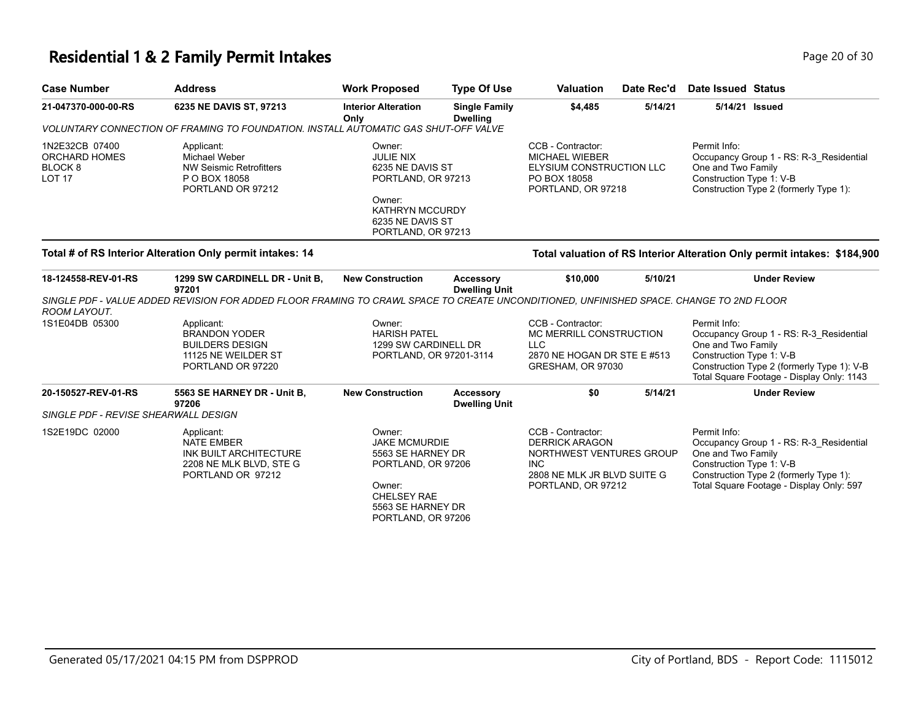# Residential 1 & 2 Family Permit Intakes

| Case Number | Address | Work Proposed | Type Of Use | Valuation | Date Rec'd | Date Issued | Status |
|---|---|---|---|---|---|---|---|
| 21-047370-000-00-RS | 6235 NE DAVIS ST, 97213 | Interior Alteration Only | Single Family Dwelling | $4,485 | 5/14/21 | 5/14/21 | Issued |

*VOLUNTARY CONNECTION OF FRAMING TO FOUNDATION. INSTALL AUTOMATIC GAS SHUT-OFF VALVE*

1N2E32CB 07400
ORCHARD HOMES
BLOCK 8
LOT 17

Applicant:
Michael Weber
NW Seismic Retrofitters
P O BOX 18058
PORTLAND OR 97212

Owner:
JULIE NIX
6235 NE DAVIS ST
PORTLAND, OR 97213

Owner:
KATHRYN MCCURDY
6235 NE DAVIS ST
PORTLAND, OR 97213

CCB - Contractor:
MICHAEL WIEBER
ELYSIUM CONSTRUCTION LLC
PO BOX 18058
PORTLAND, OR 97218

Permit Info:
Occupancy Group 1 - RS: R-3_Residential One and Two Family
Construction Type 1: V-B
Construction Type 2 (formerly Type 1):

**Total # of RS Interior Alteration Only permit intakes: 14**

**Total valuation of RS Interior Alteration Only permit intakes: $184,900**

| Case Number | Address | Work Proposed | Type Of Use | Valuation | Date Rec'd | Date Issued | Status |
|---|---|---|---|---|---|---|---|
| 18-124558-REV-01-RS | 1299 SW CARDINELL DR - Unit B, 97201 | New Construction | Accessory Dwelling Unit | $10,000 | 5/10/21 | | Under Review |

*SINGLE PDF - VALUE ADDED REVISION FOR ADDED FLOOR FRAMING TO CRAWL SPACE TO CREATE UNCONDITIONED, UNFINISHED SPACE. CHANGE TO 2ND FLOOR ROOM LAYOUT.*

1S1E04DB 05300

Applicant:
BRANDON YODER
BUILDERS DESIGN
11125 NE WEILDER ST
PORTLAND OR 97220

Owner:
HARISH PATEL
1299 SW CARDINELL DR
PORTLAND, OR 97201-3114

CCB - Contractor:
MC MERRILL CONSTRUCTION LLC
2870 NE HOGAN DR STE E #513
GRESHAM, OR 97030

Permit Info:
Occupancy Group 1 - RS: R-3_Residential One and Two Family
Construction Type 1: V-B
Construction Type 2 (formerly Type 1): V-B
Total Square Footage - Display Only: 1143

| Case Number | Address | Work Proposed | Type Of Use | Valuation | Date Rec'd | Date Issued | Status |
|---|---|---|---|---|---|---|---|
| 20-150527-REV-01-RS | 5563 SE HARNEY DR - Unit B, 97206 | New Construction | Accessory Dwelling Unit | $0 | 5/14/21 | | Under Review |

*SINGLE PDF - REVISE SHEARWALL DESIGN*

1S2E19DC 02000

Applicant:
NATE EMBER
INK BUILT ARCHITECTURE
2208 NE MLK BLVD, STE G
PORTLAND OR 97212

Owner:
JAKE MCMURDIE
5563 SE HARNEY DR
PORTLAND, OR 97206

Owner:
CHELSEY RAE
5563 SE HARNEY DR
PORTLAND, OR 97206

CCB - Contractor:
DERRICK ARAGON
NORTHWEST VENTURES GROUP INC
2808 NE MLK JR BLVD SUITE G
PORTLAND, OR 97212

Permit Info:
Occupancy Group 1 - RS: R-3_Residential One and Two Family
Construction Type 1: V-B
Construction Type 2 (formerly Type 1):
Total Square Footage - Display Only: 597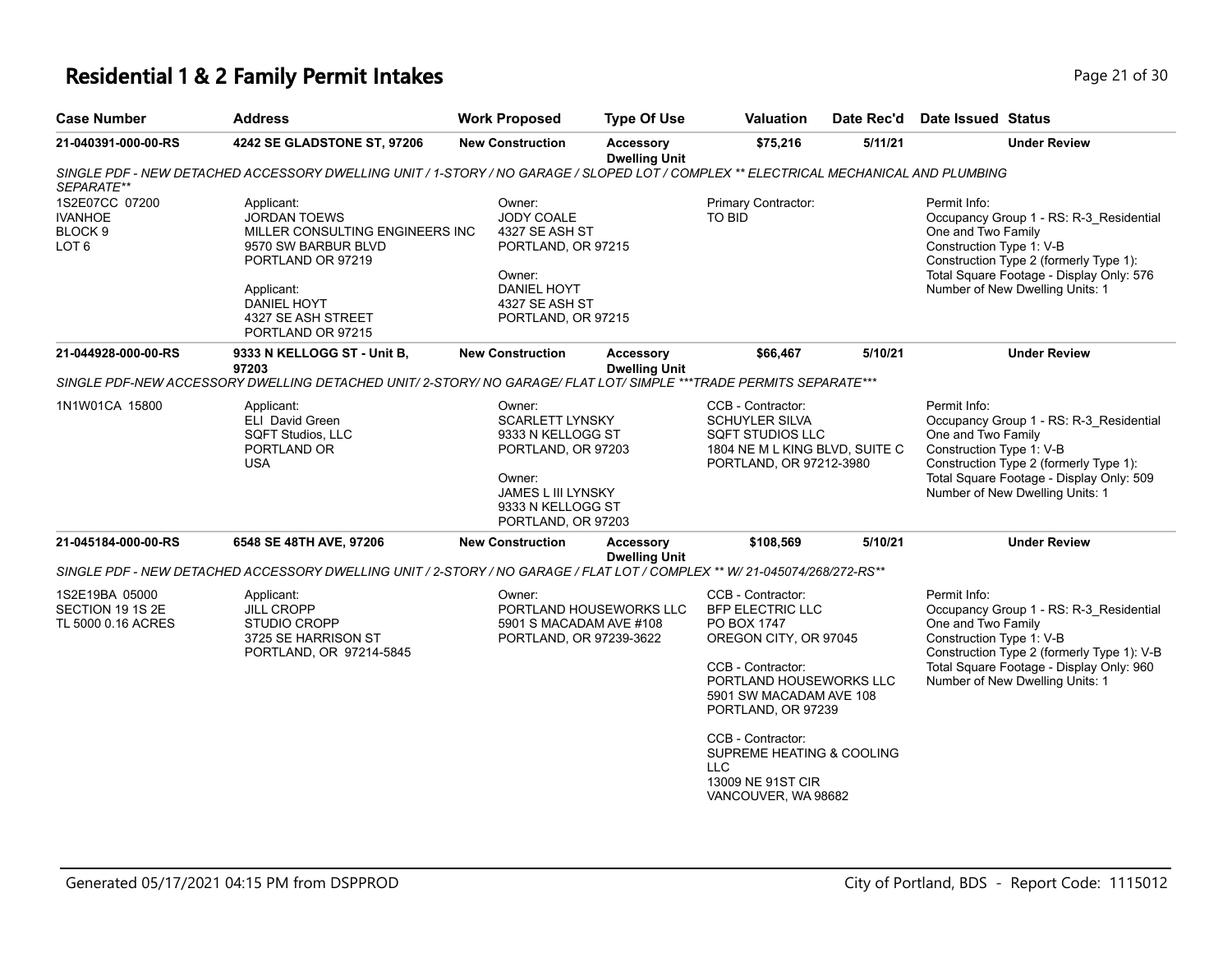# Residential 1 & 2 Family Permit Intakes

| Case Number | Address | Work Proposed | Type Of Use | Valuation | Date Rec'd | Date Issued | Status |
|---|---|---|---|---|---|---|---|
| 21-040391-000-00-RS | 4242 SE GLADSTONE ST, 97206 | New Construction | Accessory Dwelling Unit | $75,216 | 5/11/21 | | Under Review |

*SINGLE PDF - NEW DETACHED ACCESSORY DWELLING UNIT / 1-STORY / NO GARAGE / SLOPED LOT / COMPLEX ** ELECTRICAL MECHANICAL AND PLUMBING SEPARATE***

1S2E07CC 07200
IVANHOE
BLOCK 9
LOT 6

Applicant:
JORDAN TOEWS
MILLER CONSULTING ENGINEERS INC
9570 SW BARBUR BLVD
PORTLAND OR 97219

Applicant:
DANIEL HOYT
4327 SE ASH STREET
PORTLAND OR 97215

Owner:
JODY COALE
4327 SE ASH ST
PORTLAND, OR 97215

Owner:
DANIEL HOYT
4327 SE ASH ST
PORTLAND, OR 97215

Primary Contractor:
TO BID

Permit Info:
Occupancy Group 1 - RS: R-3_Residential One and Two Family
Construction Type 1: V-B
Construction Type 2 (formerly Type 1):
Total Square Footage - Display Only: 576
Number of New Dwelling Units: 1

---

| Case Number | Address | Work Proposed | Type Of Use | Valuation | Date Rec'd | Date Issued | Status |
|---|---|---|---|---|---|---|---|
| 21-044928-000-00-RS | 9333 N KELLOGG ST - Unit B, 97203 | New Construction | Accessory Dwelling Unit | $66,467 | 5/10/21 | | Under Review |

*SINGLE PDF-NEW ACCESSORY DWELLING DETACHED UNIT/ 2-STORY/ NO GARAGE/ FLAT LOT/ SIMPLE ***TRADE PERMITS SEPARATE****

1N1W01CA 15800

Applicant:
ELI David Green
SQFT Studios, LLC
PORTLAND OR
USA

Owner:
SCARLETT LYNSKY
9333 N KELLOGG ST
PORTLAND, OR 97203

Owner:
JAMES L III LYNSKY
9333 N KELLOGG ST
PORTLAND, OR 97203

CCB - Contractor:
SCHUYLER SILVA
SQFT STUDIOS LLC
1804 NE M L KING BLVD, SUITE C
PORTLAND, OR 97212-3980

Permit Info:
Occupancy Group 1 - RS: R-3_Residential One and Two Family
Construction Type 1: V-B
Construction Type 2 (formerly Type 1):
Total Square Footage - Display Only: 509
Number of New Dwelling Units: 1

---

| Case Number | Address | Work Proposed | Type Of Use | Valuation | Date Rec'd | Date Issued | Status |
|---|---|---|---|---|---|---|---|
| 21-045184-000-00-RS | 6548 SE 48TH AVE, 97206 | New Construction | Accessory Dwelling Unit | $108,569 | 5/10/21 | | Under Review |

*SINGLE PDF - NEW DETACHED ACCESSORY DWELLING UNIT / 2-STORY / NO GARAGE / FLAT LOT / COMPLEX ** W/ 21-045074/268/272-RS***

1S2E19BA 05000
SECTION 19 1S 2E
TL 5000 0.16 ACRES

Applicant:
JILL CROPP
STUDIO CROPP
3725 SE HARRISON ST
PORTLAND, OR 97214-5845

Owner:
PORTLAND HOUSEWORKS LLC
5901 S MACADAM AVE #108
PORTLAND, OR 97239-3622

CCB - Contractor:
BFP ELECTRIC LLC
PO BOX 1747
OREGON CITY, OR 97045

CCB - Contractor:
PORTLAND HOUSEWORKS LLC
5901 SW MACADAM AVE 108
PORTLAND, OR 97239

CCB - Contractor:
SUPREME HEATING & COOLING LLC
13009 NE 91ST CIR
VANCOUVER, WA 98682

Permit Info:
Occupancy Group 1 - RS: R-3_Residential One and Two Family
Construction Type 1: V-B
Construction Type 2 (formerly Type 1): V-B
Total Square Footage - Display Only: 960
Number of New Dwelling Units: 1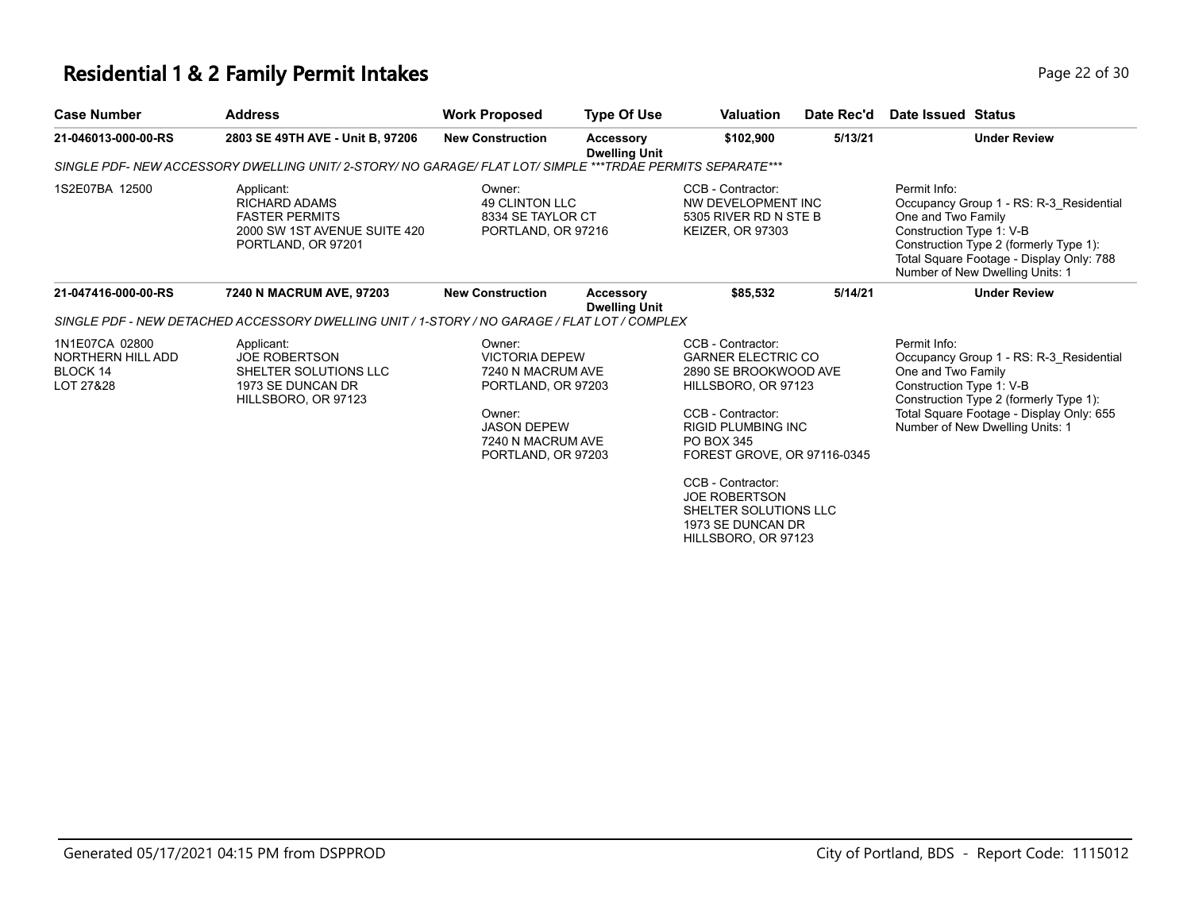# Residential 1 & 2 Family Permit Intakes

| Case Number | Address | Work Proposed | Type Of Use | Valuation | Date Rec'd | Date Issued | Status |
|---|---|---|---|---|---|---|---|
| 21-046013-000-00-RS | 2803 SE 49TH AVE - Unit B, 97206 | New Construction | Accessory Dwelling Unit | $102,900 | 5/13/21 | | Under Review |

*SINGLE PDF- NEW ACCESSORY DWELLING UNIT/ 2-STORY/ NO GARAGE/ FLAT LOT/ SIMPLE ***TRDAE PERMITS SEPARATE****

1S2E07BA 12500

Applicant:
RICHARD ADAMS
FASTER PERMITS
2000 SW 1ST AVENUE SUITE 420
PORTLAND, OR 97201

Owner:
49 CLINTON LLC
8334 SE TAYLOR CT
PORTLAND, OR 97216

CCB - Contractor:
NW DEVELOPMENT INC
5305 RIVER RD N STE B
KEIZER, OR 97303

Permit Info:
Occupancy Group 1 - RS: R-3_Residential One and Two Family
Construction Type 1: V-B
Construction Type 2 (formerly Type 1):
Total Square Footage - Display Only: 788
Number of New Dwelling Units: 1

| Case Number | Address | Work Proposed | Type Of Use | Valuation | Date Rec'd | Date Issued | Status |
|---|---|---|---|---|---|---|---|
| 21-047416-000-00-RS | 7240 N MACRUM AVE, 97203 | New Construction | Accessory Dwelling Unit | $85,532 | 5/14/21 | | Under Review |

*SINGLE PDF - NEW DETACHED ACCESSORY DWELLING UNIT / 1-STORY / NO GARAGE / FLAT LOT / COMPLEX*

1N1E07CA 02800
NORTHERN HILL ADD
BLOCK 14
LOT 27&28

Applicant:
JOE ROBERTSON
SHELTER SOLUTIONS LLC
1973 SE DUNCAN DR
HILLSBORO, OR 97123

Owner:
VICTORIA DEPEW
7240 N MACRUM AVE
PORTLAND, OR 97203

Owner:
JASON DEPEW
7240 N MACRUM AVE
PORTLAND, OR 97203

CCB - Contractor:
GARNER ELECTRIC CO
2890 SE BROOKWOOD AVE
HILLSBORO, OR 97123

CCB - Contractor:
RIGID PLUMBING INC
PO BOX 345
FOREST GROVE, OR 97116-0345

CCB - Contractor:
JOE ROBERTSON
SHELTER SOLUTIONS LLC
1973 SE DUNCAN DR
HILLSBORO, OR 97123

Permit Info:
Occupancy Group 1 - RS: R-3_Residential One and Two Family
Construction Type 1: V-B
Construction Type 2 (formerly Type 1):
Total Square Footage - Display Only: 655
Number of New Dwelling Units: 1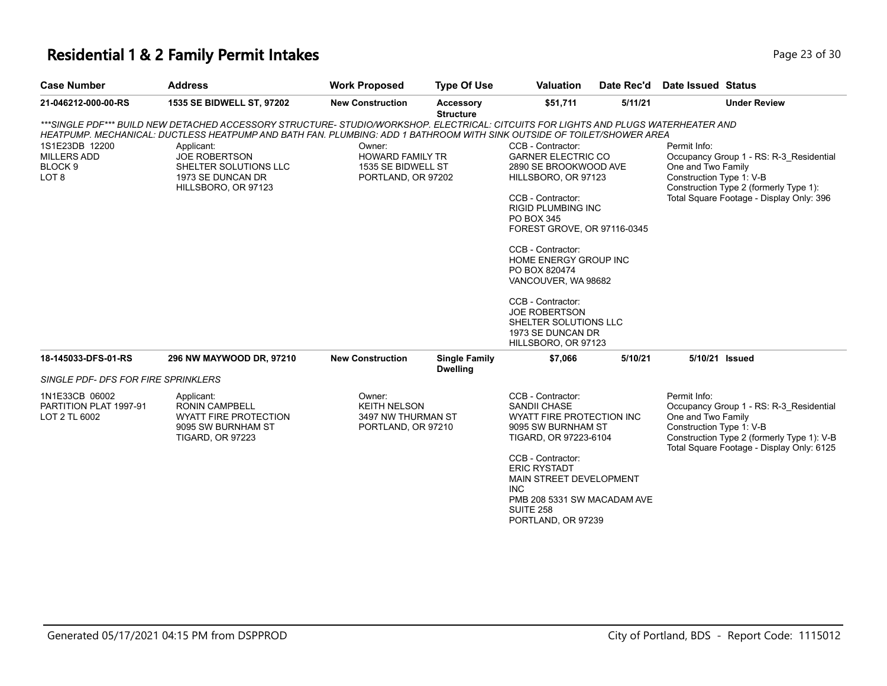# Residential 1 & 2 Family Permit Intakes

| Case Number | Address | Work Proposed | Type Of Use | Valuation | Date Rec'd | Date Issued | Status |
|---|---|---|---|---|---|---|---|
| 21-046212-000-00-RS | 1535 SE BIDWELL ST, 97202 | New Construction | Accessory Structure | $51,711 | 5/11/21 | | Under Review |

*\*\*\*SINGLE PDF\*\*\* BUILD NEW DETACHED ACCESSORY STRUCTURE- STUDIO/WORKSHOP. ELECTRICAL: CITCUITS FOR LIGHTS AND PLUGS WATERHEATER AND HEATPUMP. MECHANICAL: DUCTLESS HEATPUMP AND BATH FAN. PLUMBING: ADD 1 BATHROOM WITH SINK OUTSIDE OF TOILET/SHOWER AREA*

1S1E23DB 12200
MILLERS ADD
BLOCK 9
LOT 8

Applicant:
JOE ROBERTSON
SHELTER SOLUTIONS LLC
1973 SE DUNCAN DR
HILLSBORO, OR 97123

Owner:
HOWARD FAMILY TR
1535 SE BIDWELL ST
PORTLAND, OR 97202

CCB - Contractor:
GARNER ELECTRIC CO
2890 SE BROOKWOOD AVE
HILLSBORO, OR 97123

CCB - Contractor:
RIGID PLUMBING INC
PO BOX 345
FOREST GROVE, OR 97116-0345

CCB - Contractor:
HOME ENERGY GROUP INC
PO BOX 820474
VANCOUVER, WA 98682

CCB - Contractor:
JOE ROBERTSON
SHELTER SOLUTIONS LLC
1973 SE DUNCAN DR
HILLSBORO, OR 97123

Permit Info:
Occupancy Group 1 - RS: R-3_Residential One and Two Family
Construction Type 1: V-B
Construction Type 2 (formerly Type 1):
Total Square Footage - Display Only: 396

| Case Number | Address | Work Proposed | Type Of Use | Valuation | Date Rec'd | Date Issued | Status |
|---|---|---|---|---|---|---|---|
| 18-145033-DFS-01-RS | 296 NW MAYWOOD DR, 97210 | New Construction | Single Family Dwelling | $7,066 | 5/10/21 | 5/10/21 | Issued |

*SINGLE PDF- DFS FOR FIRE SPRINKLERS*

1N1E33CB 06002
PARTITION PLAT 1997-91
LOT 2 TL 6002

Applicant:
RONIN CAMPBELL
WYATT FIRE PROTECTION
9095 SW BURNHAM ST
TIGARD, OR 97223

Owner:
KEITH NELSON
3497 NW THURMAN ST
PORTLAND, OR 97210

CCB - Contractor:
SANDII CHASE
WYATT FIRE PROTECTION INC
9095 SW BURNHAM ST
TIGARD, OR 97223-6104

CCB - Contractor:
ERIC RYSTADT
MAIN STREET DEVELOPMENT INC
PMB 208 5331 SW MACADAM AVE SUITE 258
PORTLAND, OR 97239

Permit Info:
Occupancy Group 1 - RS: R-3_Residential One and Two Family
Construction Type 1: V-B
Construction Type 2 (formerly Type 1): V-B
Total Square Footage - Display Only: 6125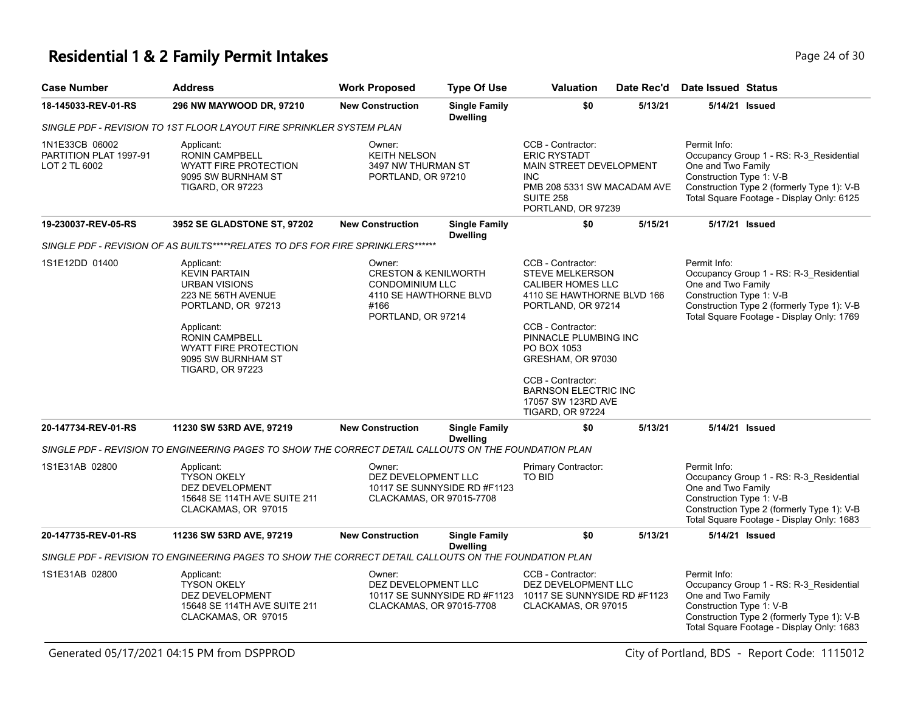# Residential 1 & 2 Family Permit Intakes

| Case Number | Address | Work Proposed | Type Of Use | Valuation | Date Rec'd | Date Issued | Status |
|---|---|---|---|---|---|---|---|
| 18-145033-REV-01-RS | 296 NW MAYWOOD DR, 97210 | New Construction | Single Family Dwelling | $0 | 5/13/21 | 5/14/21 | Issued |

*SINGLE PDF - REVISION TO 1ST FLOOR LAYOUT FIRE SPRINKLER SYSTEM PLAN*

1N1E33CB 06002
PARTITION PLAT 1997-91
LOT 2 TL 6002

Applicant:
RONIN CAMPBELL
WYATT FIRE PROTECTION
9095 SW BURNHAM ST
TIGARD, OR 97223

Owner:
KEITH NELSON
3497 NW THURMAN ST
PORTLAND, OR 97210

CCB - Contractor:
ERIC RYSTADT
MAIN STREET DEVELOPMENT INC
PMB 208 5331 SW MACADAM AVE SUITE 258
PORTLAND, OR 97239

Permit Info:
Occupancy Group 1 - RS: R-3_Residential One and Two Family
Construction Type 1: V-B
Construction Type 2 (formerly Type 1): V-B
Total Square Footage - Display Only: 6125

| Case Number | Address | Work Proposed | Type Of Use | Valuation | Date Rec'd | Date Issued | Status |
|---|---|---|---|---|---|---|---|
| 19-230037-REV-05-RS | 3952 SE GLADSTONE ST, 97202 | New Construction | Single Family Dwelling | $0 | 5/15/21 | 5/17/21 | Issued |

*SINGLE PDF - REVISION OF AS BUILTS*****RELATES TO DFS FOR FIRE SPRINKLERS*******

1S1E12DD 01400

Applicant:
KEVIN PARTAIN
URBAN VISIONS
223 NE 56TH AVENUE
PORTLAND, OR 97213

Applicant:
RONIN CAMPBELL
WYATT FIRE PROTECTION
9095 SW BURNHAM ST
TIGARD, OR 97223

Owner:
CRESTON & KENILWORTH CONDOMINIUM LLC
4110 SE HAWTHORNE BLVD #166
PORTLAND, OR 97214

CCB - Contractor:
STEVE MELKERSON
CALIBER HOMES LLC
4110 SE HAWTHORNE BLVD 166
PORTLAND, OR 97214

CCB - Contractor:
PINNACLE PLUMBING INC
PO BOX 1053
GRESHAM, OR 97030

CCB - Contractor:
BARNSON ELECTRIC INC
17057 SW 123RD AVE
TIGARD, OR 97224

Permit Info:
Occupancy Group 1 - RS: R-3_Residential One and Two Family
Construction Type 1: V-B
Construction Type 2 (formerly Type 1): V-B
Total Square Footage - Display Only: 1769

| Case Number | Address | Work Proposed | Type Of Use | Valuation | Date Rec'd | Date Issued | Status |
|---|---|---|---|---|---|---|---|
| 20-147734-REV-01-RS | 11230 SW 53RD AVE, 97219 | New Construction | Single Family Dwelling | $0 | 5/13/21 | 5/14/21 | Issued |

*SINGLE PDF - REVISION TO ENGINEERING PAGES TO SHOW THE CORRECT DETAIL CALLOUTS ON THE FOUNDATION PLAN*

1S1E31AB 02800

Applicant:
TYSON OKELY
DEZ DEVELOPMENT
15648 SE 114TH AVE SUITE 211
CLACKAMAS, OR 97015

Owner:
DEZ DEVELOPMENT LLC
10117 SE SUNNYSIDE RD #F1123
CLACKAMAS, OR 97015-7708

Primary Contractor:
TO BID

Permit Info:
Occupancy Group 1 - RS: R-3_Residential One and Two Family
Construction Type 1: V-B
Construction Type 2 (formerly Type 1): V-B
Total Square Footage - Display Only: 1683

| Case Number | Address | Work Proposed | Type Of Use | Valuation | Date Rec'd | Date Issued | Status |
|---|---|---|---|---|---|---|---|
| 20-147735-REV-01-RS | 11236 SW 53RD AVE, 97219 | New Construction | Single Family Dwelling | $0 | 5/13/21 | 5/14/21 | Issued |

*SINGLE PDF - REVISION TO ENGINEERING PAGES TO SHOW THE CORRECT DETAIL CALLOUTS ON THE FOUNDATION PLAN*

1S1E31AB 02800

Applicant:
TYSON OKELY
DEZ DEVELOPMENT
15648 SE 114TH AVE SUITE 211
CLACKAMAS, OR 97015

Owner:
DEZ DEVELOPMENT LLC
10117 SE SUNNYSIDE RD #F1123
CLACKAMAS, OR 97015-7708

CCB - Contractor:
DEZ DEVELOPMENT LLC
10117 SE SUNNYSIDE RD #F1123
CLACKAMAS, OR 97015

Permit Info:
Occupancy Group 1 - RS: R-3_Residential One and Two Family
Construction Type 1: V-B
Construction Type 2 (formerly Type 1): V-B
Total Square Footage - Display Only: 1683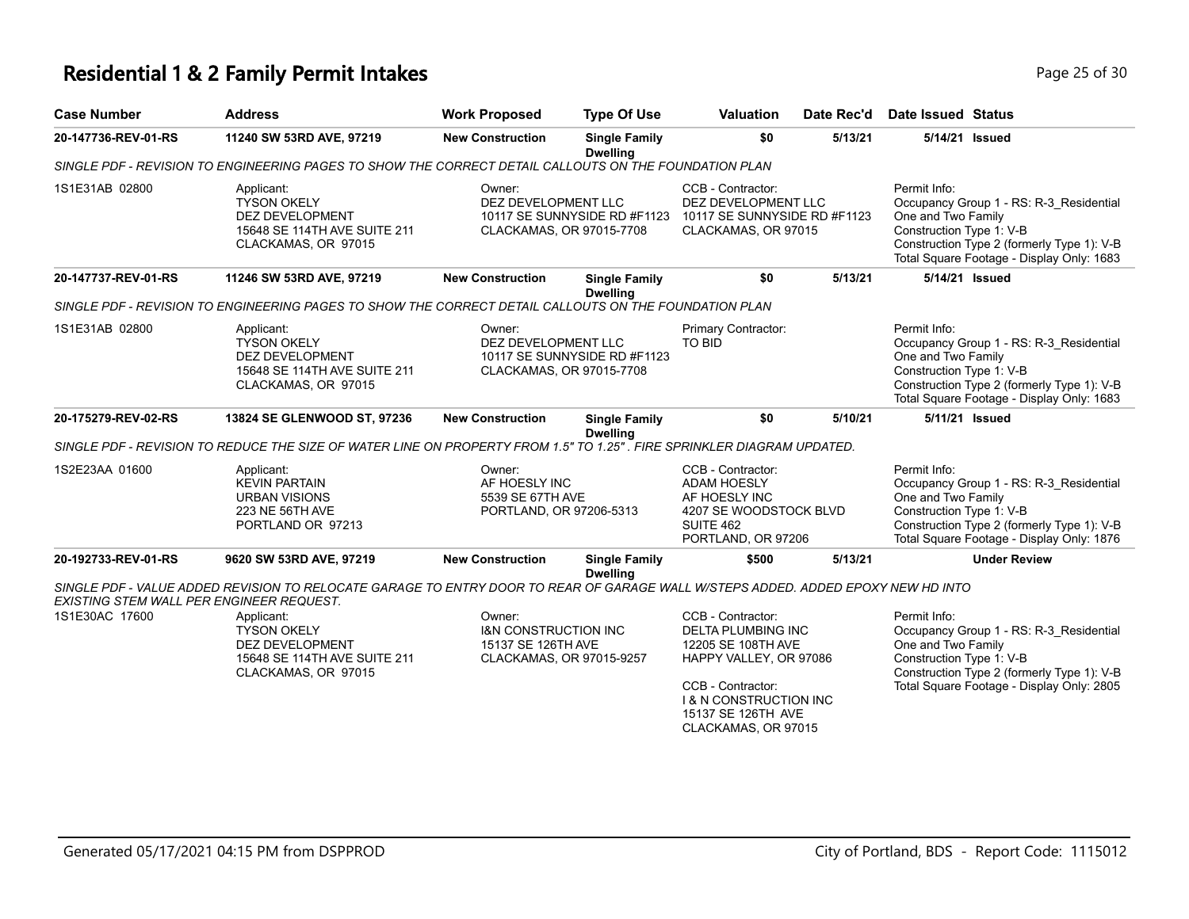# Residential 1 & 2 Family Permit Intakes

| Case Number | Address | Work Proposed | Type Of Use | Valuation | Date Rec'd | Date Issued | Status |
|---|---|---|---|---|---|---|---|
| 20-147736-REV-01-RS | 11240 SW 53RD AVE, 97219 | New Construction | Single Family Dwelling | $0 | 5/13/21 | 5/14/21 | Issued |

*SINGLE PDF - REVISION TO ENGINEERING PAGES TO SHOW THE CORRECT DETAIL CALLOUTS ON THE FOUNDATION PLAN*

1S1E31AB 02800

Applicant:
TYSON OKELY
DEZ DEVELOPMENT
15648 SE 114TH AVE SUITE 211
CLACKAMAS, OR 97015

Owner:
DEZ DEVELOPMENT LLC
10117 SE SUNNYSIDE RD #F1123
CLACKAMAS, OR 97015-7708

CCB - Contractor:
DEZ DEVELOPMENT LLC
10117 SE SUNNYSIDE RD #F1123
CLACKAMAS, OR 97015

Permit Info:
Occupancy Group 1 - RS: R-3_Residential One and Two Family
Construction Type 1: V-B
Construction Type 2 (formerly Type 1): V-B
Total Square Footage - Display Only: 1683

| Case Number | Address | Work Proposed | Type Of Use | Valuation | Date Rec'd | Date Issued | Status |
|---|---|---|---|---|---|---|---|
| 20-147737-REV-01-RS | 11246 SW 53RD AVE, 97219 | New Construction | Single Family Dwelling | $0 | 5/13/21 | 5/14/21 | Issued |

*SINGLE PDF - REVISION TO ENGINEERING PAGES TO SHOW THE CORRECT DETAIL CALLOUTS ON THE FOUNDATION PLAN*

1S1E31AB 02800

Applicant:
TYSON OKELY
DEZ DEVELOPMENT
15648 SE 114TH AVE SUITE 211
CLACKAMAS, OR 97015

Owner:
DEZ DEVELOPMENT LLC
10117 SE SUNNYSIDE RD #F1123
CLACKAMAS, OR 97015-7708

Primary Contractor:
TO BID

Permit Info:
Occupancy Group 1 - RS: R-3_Residential One and Two Family
Construction Type 1: V-B
Construction Type 2 (formerly Type 1): V-B
Total Square Footage - Display Only: 1683

| Case Number | Address | Work Proposed | Type Of Use | Valuation | Date Rec'd | Date Issued | Status |
|---|---|---|---|---|---|---|---|
| 20-175279-REV-02-RS | 13824 SE GLENWOOD ST, 97236 | New Construction | Single Family Dwelling | $0 | 5/10/21 | 5/11/21 | Issued |

*SINGLE PDF - REVISION TO REDUCE THE SIZE OF WATER LINE ON PROPERTY FROM 1.5" TO 1.25" . FIRE SPRINKLER DIAGRAM UPDATED.*

1S2E23AA 01600

Applicant:
KEVIN PARTAIN
URBAN VISIONS
223 NE 56TH AVE
PORTLAND OR 97213

Owner:
AF HOESLY INC
5539 SE 67TH AVE
PORTLAND, OR 97206-5313

CCB - Contractor:
ADAM HOESLY
AF HOESLY INC
4207 SE WOODSTOCK BLVD
SUITE 462
PORTLAND, OR 97206

Permit Info:
Occupancy Group 1 - RS: R-3_Residential One and Two Family
Construction Type 1: V-B
Construction Type 2 (formerly Type 1): V-B
Total Square Footage - Display Only: 1876

| Case Number | Address | Work Proposed | Type Of Use | Valuation | Date Rec'd | Date Issued | Status |
|---|---|---|---|---|---|---|---|
| 20-192733-REV-01-RS | 9620 SW 53RD AVE, 97219 | New Construction | Single Family Dwelling | $500 | 5/13/21 | | Under Review |

*SINGLE PDF - VALUE ADDED REVISION TO RELOCATE GARAGE TO ENTRY DOOR TO REAR OF GARAGE WALL W/STEPS ADDED. ADDED EPOXY NEW HD INTO EXISTING STEM WALL PER ENGINEER REQUEST.*

1S1E30AC 17600

Applicant:
TYSON OKELY
DEZ DEVELOPMENT
15648 SE 114TH AVE SUITE 211
CLACKAMAS, OR 97015

Owner:
I&N CONSTRUCTION INC
15137 SE 126TH AVE
CLACKAMAS, OR 97015-9257

CCB - Contractor:
DELTA PLUMBING INC
12205 SE 108TH AVE
HAPPY VALLEY, OR 97086

CCB - Contractor:
I & N CONSTRUCTION INC
15137 SE 126TH AVE
CLACKAMAS, OR 97015

Permit Info:
Occupancy Group 1 - RS: R-3_Residential One and Two Family
Construction Type 1: V-B
Construction Type 2 (formerly Type 1): V-B
Total Square Footage - Display Only: 2805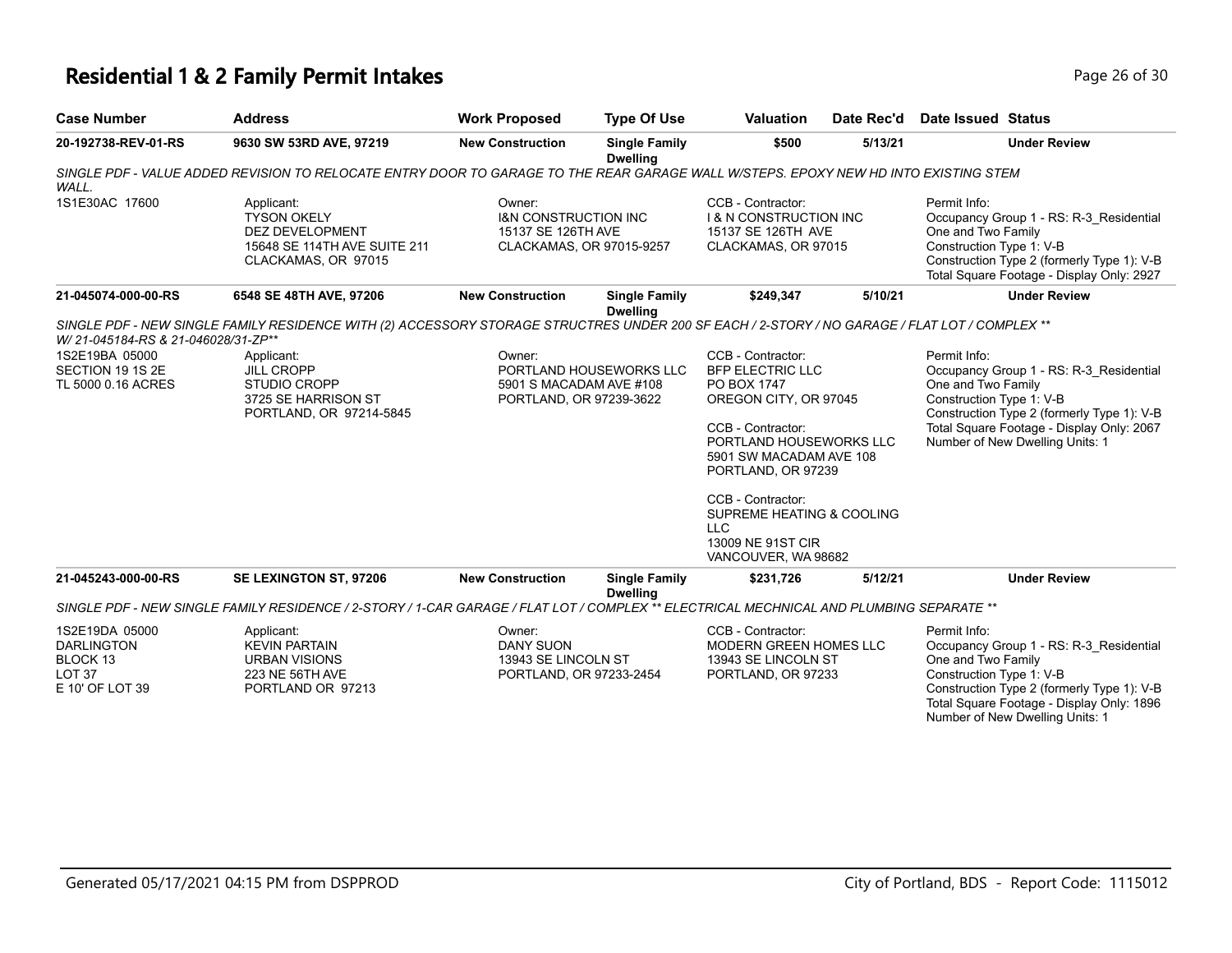# Residential 1 & 2 Family Permit Intakes

| Case Number | Address | Work Proposed | Type Of Use | Valuation | Date Rec'd | Date Issued | Status |
|---|---|---|---|---|---|---|---|
| 20-192738-REV-01-RS | 9630 SW 53RD AVE, 97219 | New Construction | Single Family Dwelling | $500 | 5/13/21 | | Under Review |

*SINGLE PDF - VALUE ADDED REVISION TO RELOCATE ENTRY DOOR TO GARAGE TO THE REAR GARAGE WALL W/STEPS. EPOXY NEW HD INTO EXISTING STEM WALL.*

1S1E30AC 17600

Applicant:
TYSON OKELY
DEZ DEVELOPMENT
15648 SE 114TH AVE SUITE 211
CLACKAMAS, OR 97015

Owner:
I&N CONSTRUCTION INC
15137 SE 126TH AVE
CLACKAMAS, OR 97015-9257

CCB - Contractor:
I & N CONSTRUCTION INC
15137 SE 126TH AVE
CLACKAMAS, OR 97015

Permit Info:
Occupancy Group 1 - RS: R-3_Residential One and Two Family
Construction Type 1: V-B
Construction Type 2 (formerly Type 1): V-B
Total Square Footage - Display Only: 2927

| Case Number | Address | Work Proposed | Type Of Use | Valuation | Date Rec'd | Date Issued | Status |
|---|---|---|---|---|---|---|---|
| 21-045074-000-00-RS | 6548 SE 48TH AVE, 97206 | New Construction | Single Family Dwelling | $249,347 | 5/10/21 | | Under Review |

*SINGLE PDF - NEW SINGLE FAMILY RESIDENCE WITH (2) ACCESSORY STORAGE STRUCTRES UNDER 200 SF EACH / 2-STORY / NO GARAGE / FLAT LOT / COMPLEX ** W/ 21-045184-RS & 21-046028/31-ZP***

1S2E19BA 05000
SECTION 19 1S 2E
TL 5000 0.16 ACRES

Applicant:
JILL CROPP
STUDIO CROPP
3725 SE HARRISON ST
PORTLAND, OR 97214-5845

Owner:
PORTLAND HOUSEWORKS LLC
5901 S MACADAM AVE #108
PORTLAND, OR 97239-3622

CCB - Contractor:
BFP ELECTRIC LLC
PO BOX 1747
OREGON CITY, OR 97045

CCB - Contractor:
PORTLAND HOUSEWORKS LLC
5901 SW MACADAM AVE 108
PORTLAND, OR 97239

CCB - Contractor:
SUPREME HEATING & COOLING LLC
13009 NE 91ST CIR
VANCOUVER, WA 98682

Permit Info:
Occupancy Group 1 - RS: R-3_Residential One and Two Family
Construction Type 1: V-B
Construction Type 2 (formerly Type 1): V-B
Total Square Footage - Display Only: 2067
Number of New Dwelling Units: 1

| Case Number | Address | Work Proposed | Type Of Use | Valuation | Date Rec'd | Date Issued | Status |
|---|---|---|---|---|---|---|---|
| 21-045243-000-00-RS | SE LEXINGTON ST, 97206 | New Construction | Single Family Dwelling | $231,726 | 5/12/21 | | Under Review |

*SINGLE PDF - NEW SINGLE FAMILY RESIDENCE / 2-STORY / 1-CAR GARAGE / FLAT LOT / COMPLEX ** ELECTRICAL MECHNICAL AND PLUMBING SEPARATE ***

1S2E19DA 05000
DARLINGTON
BLOCK 13
LOT 37
E 10' OF LOT 39

Applicant:
KEVIN PARTAIN
URBAN VISIONS
223 NE 56TH AVE
PORTLAND OR 97213

Owner:
DANY SUON
13943 SE LINCOLN ST
PORTLAND, OR 97233-2454

CCB - Contractor:
MODERN GREEN HOMES LLC
13943 SE LINCOLN ST
PORTLAND, OR 97233

Permit Info:
Occupancy Group 1 - RS: R-3_Residential One and Two Family
Construction Type 1: V-B
Construction Type 2 (formerly Type 1): V-B
Total Square Footage - Display Only: 1896
Number of New Dwelling Units: 1

Generated 05/17/2021 04:15 PM from DSPPROD — City of Portland, BDS - Report Code: 1115012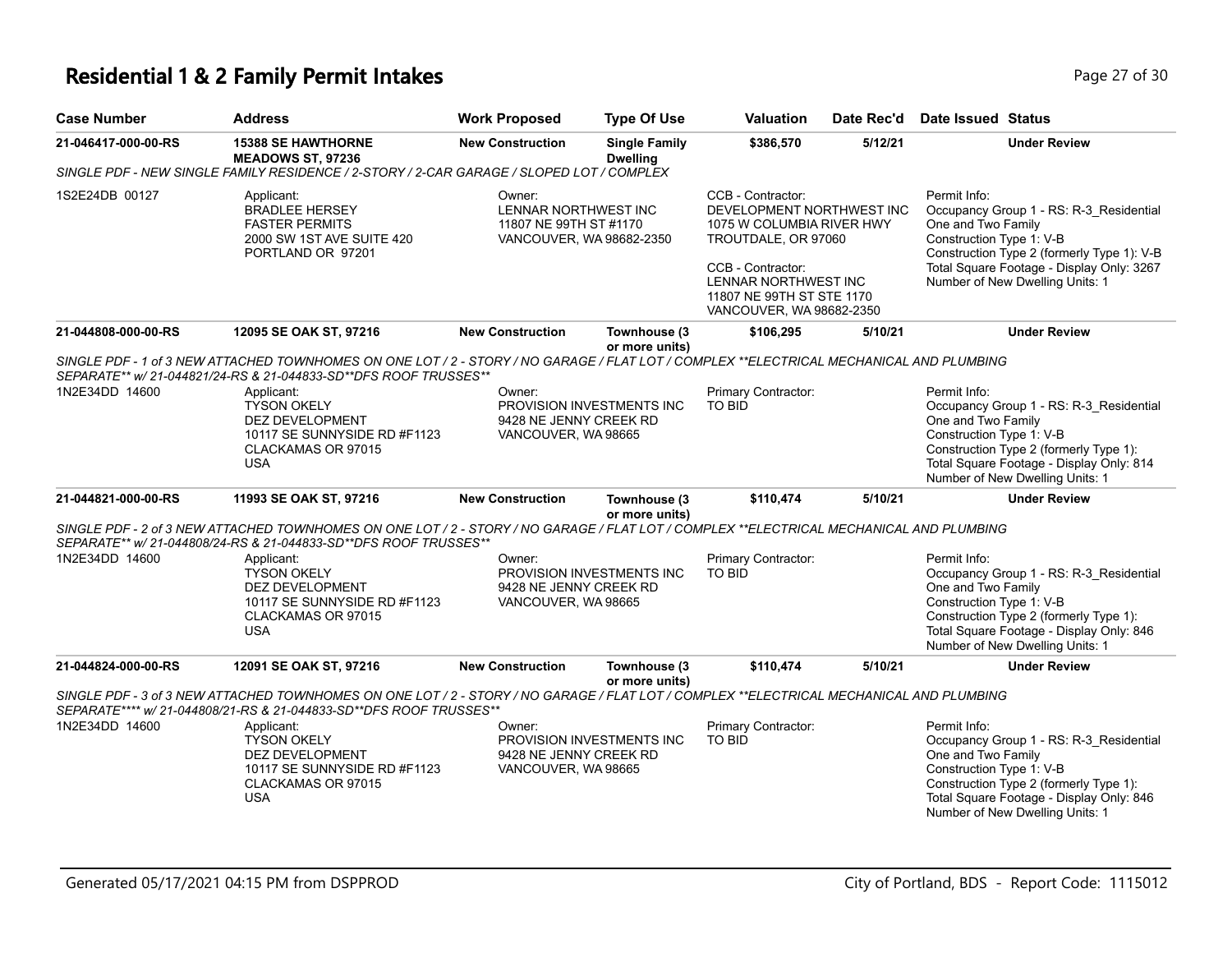# Residential 1 & 2 Family Permit Intakes

| Case Number | Address | Work Proposed | Type Of Use | Valuation | Date Rec'd | Date Issued | Status |
|---|---|---|---|---|---|---|---|
| 21-046417-000-00-RS | 15388 SE HAWTHORNE MEADOWS ST, 97236 | New Construction | Single Family Dwelling | $386,570 | 5/12/21 | | Under Review |

*SINGLE PDF - NEW SINGLE FAMILY RESIDENCE / 2-STORY / 2-CAR GARAGE / SLOPED LOT / COMPLEX*

1S2E24DB 00127

Applicant:
BRADLEE HERSEY
FASTER PERMITS
2000 SW 1ST AVE SUITE 420
PORTLAND OR 97201

Owner:
LENNAR NORTHWEST INC
11807 NE 99TH ST #1170
VANCOUVER, WA 98682-2350

CCB - Contractor:
DEVELOPMENT NORTHWEST INC
1075 W COLUMBIA RIVER HWY
TROUTDALE, OR 97060

CCB - Contractor:
LENNAR NORTHWEST INC
11807 NE 99TH ST STE 1170
VANCOUVER, WA 98682-2350

Permit Info:
Occupancy Group 1 - RS: R-3_Residential One and Two Family
Construction Type 1: V-B
Construction Type 2 (formerly Type 1): V-B
Total Square Footage - Display Only: 3267
Number of New Dwelling Units: 1

| Case Number | Address | Work Proposed | Type Of Use | Valuation | Date Rec'd | Date Issued | Status |
|---|---|---|---|---|---|---|---|
| 21-044808-000-00-RS | 12095 SE OAK ST, 97216 | New Construction | Townhouse (3 or more units) | $106,295 | 5/10/21 | | Under Review |

*SINGLE PDF - 1 of 3 NEW ATTACHED TOWNHOMES ON ONE LOT / 2 - STORY / NO GARAGE / FLAT LOT / COMPLEX **ELECTRICAL MECHANICAL AND PLUMBING SEPARATE** w/ 21-044821/24-RS & 21-044833-SD**DFS ROOF TRUSSES***

1N2E34DD 14600

Applicant:
TYSON OKELY
DEZ DEVELOPMENT
10117 SE SUNNYSIDE RD #F1123
CLACKAMAS OR 97015
USA

Owner:
PROVISION INVESTMENTS INC
9428 NE JENNY CREEK RD
VANCOUVER, WA 98665

Primary Contractor:
TO BID

Permit Info:
Occupancy Group 1 - RS: R-3_Residential One and Two Family
Construction Type 1: V-B
Construction Type 2 (formerly Type 1):
Total Square Footage - Display Only: 814
Number of New Dwelling Units: 1

| Case Number | Address | Work Proposed | Type Of Use | Valuation | Date Rec'd | Date Issued | Status |
|---|---|---|---|---|---|---|---|
| 21-044821-000-00-RS | 11993 SE OAK ST, 97216 | New Construction | Townhouse (3 or more units) | $110,474 | 5/10/21 | | Under Review |

*SINGLE PDF - 2 of 3 NEW ATTACHED TOWNHOMES ON ONE LOT / 2 - STORY / NO GARAGE / FLAT LOT / COMPLEX **ELECTRICAL MECHANICAL AND PLUMBING SEPARATE** w/ 21-044808/24-RS & 21-044833-SD**DFS ROOF TRUSSES***

1N2E34DD 14600

Applicant:
TYSON OKELY
DEZ DEVELOPMENT
10117 SE SUNNYSIDE RD #F1123
CLACKAMAS OR 97015
USA

Owner:
PROVISION INVESTMENTS INC
9428 NE JENNY CREEK RD
VANCOUVER, WA 98665

Primary Contractor:
TO BID

Permit Info:
Occupancy Group 1 - RS: R-3_Residential One and Two Family
Construction Type 1: V-B
Construction Type 2 (formerly Type 1):
Total Square Footage - Display Only: 846
Number of New Dwelling Units: 1

| Case Number | Address | Work Proposed | Type Of Use | Valuation | Date Rec'd | Date Issued | Status |
|---|---|---|---|---|---|---|---|
| 21-044824-000-00-RS | 12091 SE OAK ST, 97216 | New Construction | Townhouse (3 or more units) | $110,474 | 5/10/21 | | Under Review |

*SINGLE PDF - 3 of 3 NEW ATTACHED TOWNHOMES ON ONE LOT / 2 - STORY / NO GARAGE / FLAT LOT / COMPLEX **ELECTRICAL MECHANICAL AND PLUMBING SEPARATE**** w/ 21-044808/21-RS & 21-044833-SD**DFS ROOF TRUSSES***

1N2E34DD 14600

Applicant:
TYSON OKELY
DEZ DEVELOPMENT
10117 SE SUNNYSIDE RD #F1123
CLACKAMAS OR 97015
USA

Owner:
PROVISION INVESTMENTS INC
9428 NE JENNY CREEK RD
VANCOUVER, WA 98665

Primary Contractor:
TO BID

Permit Info:
Occupancy Group 1 - RS: R-3_Residential One and Two Family
Construction Type 1: V-B
Construction Type 2 (formerly Type 1):
Total Square Footage - Display Only: 846
Number of New Dwelling Units: 1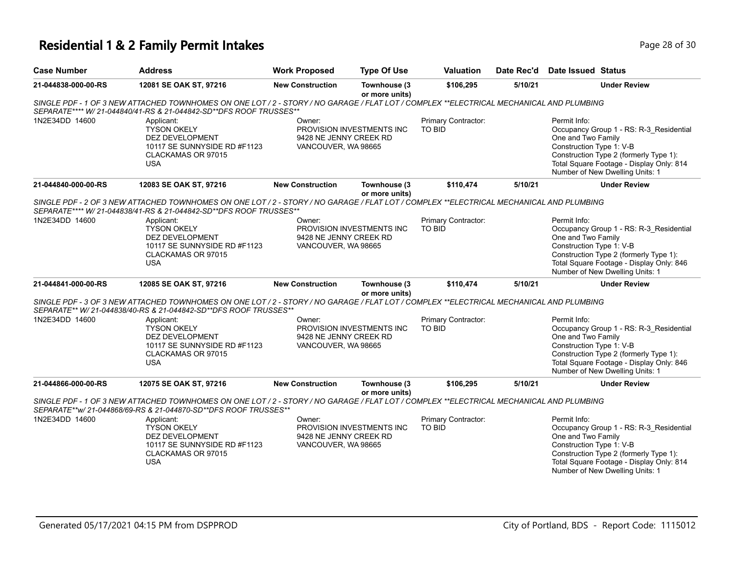# Residential 1 & 2 Family Permit Intakes

| Case Number | Address | Work Proposed | Type Of Use | Valuation | Date Rec'd | Date Issued | Status |
|---|---|---|---|---|---|---|---|
| 21-044838-000-00-RS | 12081 SE OAK ST, 97216 | New Construction | Townhouse (3 or more units) | $106,295 | 5/10/21 | | Under Review |

*SINGLE PDF - 1 OF 3 NEW ATTACHED TOWNHOMES ON ONE LOT / 2 - STORY / NO GARAGE / FLAT LOT / COMPLEX **ELECTRICAL MECHANICAL AND PLUMBING SEPARATE**** W/ 21-044840/41-RS & 21-044842-SD**DFS ROOF TRUSSES***

1N2E34DD 14600

Applicant:
TYSON OKELY
DEZ DEVELOPMENT
10117 SE SUNNYSIDE RD #F1123
CLACKAMAS OR 97015
USA

Owner:
PROVISION INVESTMENTS INC
9428 NE JENNY CREEK RD
VANCOUVER, WA 98665

Primary Contractor:
TO BID

Permit Info:
Occupancy Group 1 - RS: R-3_Residential One and Two Family
Construction Type 1: V-B
Construction Type 2 (formerly Type 1):
Total Square Footage - Display Only: 814
Number of New Dwelling Units: 1

| Case Number | Address | Work Proposed | Type Of Use | Valuation | Date Rec'd | Date Issued | Status |
|---|---|---|---|---|---|---|---|
| 21-044840-000-00-RS | 12083 SE OAK ST, 97216 | New Construction | Townhouse (3 or more units) | $110,474 | 5/10/21 | | Under Review |

*SINGLE PDF - 2 OF 3 NEW ATTACHED TOWNHOMES ON ONE LOT / 2 - STORY / NO GARAGE / FLAT LOT / COMPLEX **ELECTRICAL MECHANICAL AND PLUMBING SEPARATE**** W/ 21-044838/41-RS & 21-044842-SD**DFS ROOF TRUSSES***

1N2E34DD 14600

Applicant:
TYSON OKELY
DEZ DEVELOPMENT
10117 SE SUNNYSIDE RD #F1123
CLACKAMAS OR 97015
USA

Owner:
PROVISION INVESTMENTS INC
9428 NE JENNY CREEK RD
VANCOUVER, WA 98665

Primary Contractor:
TO BID

Permit Info:
Occupancy Group 1 - RS: R-3_Residential One and Two Family
Construction Type 1: V-B
Construction Type 2 (formerly Type 1):
Total Square Footage - Display Only: 846
Number of New Dwelling Units: 1

| Case Number | Address | Work Proposed | Type Of Use | Valuation | Date Rec'd | Date Issued | Status |
|---|---|---|---|---|---|---|---|
| 21-044841-000-00-RS | 12085 SE OAK ST, 97216 | New Construction | Townhouse (3 or more units) | $110,474 | 5/10/21 | | Under Review |

*SINGLE PDF - 3 OF 3 NEW ATTACHED TOWNHOMES ON ONE LOT / 2 - STORY / NO GARAGE / FLAT LOT / COMPLEX **ELECTRICAL MECHANICAL AND PLUMBING SEPARATE** W/ 21-044838/40-RS & 21-044842-SD**DFS ROOF TRUSSES***

1N2E34DD 14600

Applicant:
TYSON OKELY
DEZ DEVELOPMENT
10117 SE SUNNYSIDE RD #F1123
CLACKAMAS OR 97015
USA

Owner:
PROVISION INVESTMENTS INC
9428 NE JENNY CREEK RD
VANCOUVER, WA 98665

Primary Contractor:
TO BID

Permit Info:
Occupancy Group 1 - RS: R-3_Residential One and Two Family
Construction Type 1: V-B
Construction Type 2 (formerly Type 1):
Total Square Footage - Display Only: 846
Number of New Dwelling Units: 1

| Case Number | Address | Work Proposed | Type Of Use | Valuation | Date Rec'd | Date Issued | Status |
|---|---|---|---|---|---|---|---|
| 21-044866-000-00-RS | 12075 SE OAK ST, 97216 | New Construction | Townhouse (3 or more units) | $106,295 | 5/10/21 | | Under Review |

*SINGLE PDF - 1 OF 3 NEW ATTACHED TOWNHOMES ON ONE LOT / 2 - STORY / NO GARAGE / FLAT LOT / COMPLEX **ELECTRICAL MECHANICAL AND PLUMBING SEPARATE**w/ 21-044868/69-RS & 21-044870-SD**DFS ROOF TRUSSES***

1N2E34DD 14600

Applicant:
TYSON OKELY
DEZ DEVELOPMENT
10117 SE SUNNYSIDE RD #F1123
CLACKAMAS OR 97015
USA

Owner:
PROVISION INVESTMENTS INC
9428 NE JENNY CREEK RD
VANCOUVER, WA 98665

Primary Contractor:
TO BID

Permit Info:
Occupancy Group 1 - RS: R-3_Residential One and Two Family
Construction Type 1: V-B
Construction Type 2 (formerly Type 1):
Total Square Footage - Display Only: 814
Number of New Dwelling Units: 1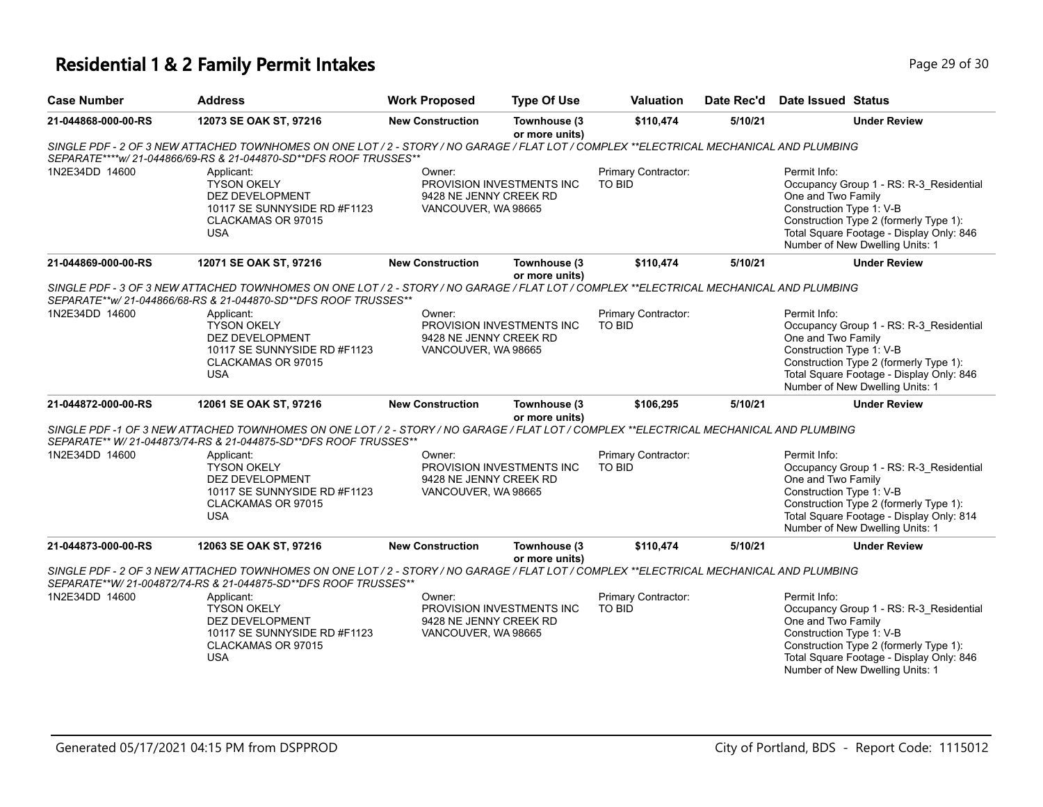# Residential 1 & 2 Family Permit Intakes

| Case Number | Address | Work Proposed | Type Of Use | Valuation | Date Rec'd | Date Issued | Status |
|---|---|---|---|---|---|---|---|
| 21-044868-000-00-RS | 12073 SE OAK ST, 97216 | New Construction | Townhouse (3 or more units) | $110,474 | 5/10/21 | | Under Review |

*SINGLE PDF - 2 OF 3 NEW ATTACHED TOWNHOMES ON ONE LOT / 2 - STORY / NO GARAGE / FLAT LOT / COMPLEX **ELECTRICAL MECHANICAL AND PLUMBING SEPARATE****w/ 21-044866/69-RS & 21-044870-SD**DFS ROOF TRUSSES***

1N2E34DD 14600

Applicant:
TYSON OKELY
DEZ DEVELOPMENT
10117 SE SUNNYSIDE RD #F1123
CLACKAMAS OR 97015
USA

Owner:
PROVISION INVESTMENTS INC
9428 NE JENNY CREEK RD
VANCOUVER, WA 98665

Primary Contractor:
TO BID

Permit Info:
Occupancy Group 1 - RS: R-3_Residential One and Two Family
Construction Type 1: V-B
Construction Type 2 (formerly Type 1):
Total Square Footage - Display Only: 846
Number of New Dwelling Units: 1

| Case Number | Address | Work Proposed | Type Of Use | Valuation | Date Rec'd | Date Issued | Status |
|---|---|---|---|---|---|---|---|
| 21-044869-000-00-RS | 12071 SE OAK ST, 97216 | New Construction | Townhouse (3 or more units) | $110,474 | 5/10/21 | | Under Review |

*SINGLE PDF - 3 OF 3 NEW ATTACHED TOWNHOMES ON ONE LOT / 2 - STORY / NO GARAGE / FLAT LOT / COMPLEX **ELECTRICAL MECHANICAL AND PLUMBING SEPARATE**w/ 21-044866/68-RS & 21-044870-SD**DFS ROOF TRUSSES***

1N2E34DD 14600

Applicant:
TYSON OKELY
DEZ DEVELOPMENT
10117 SE SUNNYSIDE RD #F1123
CLACKAMAS OR 97015
USA

Owner:
PROVISION INVESTMENTS INC
9428 NE JENNY CREEK RD
VANCOUVER, WA 98665

Primary Contractor:
TO BID

Permit Info:
Occupancy Group 1 - RS: R-3_Residential One and Two Family
Construction Type 1: V-B
Construction Type 2 (formerly Type 1):
Total Square Footage - Display Only: 846
Number of New Dwelling Units: 1

| Case Number | Address | Work Proposed | Type Of Use | Valuation | Date Rec'd | Date Issued | Status |
|---|---|---|---|---|---|---|---|
| 21-044872-000-00-RS | 12061 SE OAK ST, 97216 | New Construction | Townhouse (3 or more units) | $106,295 | 5/10/21 | | Under Review |

*SINGLE PDF -1 OF 3 NEW ATTACHED TOWNHOMES ON ONE LOT / 2 - STORY / NO GARAGE / FLAT LOT / COMPLEX **ELECTRICAL MECHANICAL AND PLUMBING SEPARATE** W/ 21-044873/74-RS & 21-044875-SD**DFS ROOF TRUSSES***

1N2E34DD 14600

Applicant:
TYSON OKELY
DEZ DEVELOPMENT
10117 SE SUNNYSIDE RD #F1123
CLACKAMAS OR 97015
USA

Owner:
PROVISION INVESTMENTS INC
9428 NE JENNY CREEK RD
VANCOUVER, WA 98665

Primary Contractor:
TO BID

Permit Info:
Occupancy Group 1 - RS: R-3_Residential One and Two Family
Construction Type 1: V-B
Construction Type 2 (formerly Type 1):
Total Square Footage - Display Only: 814
Number of New Dwelling Units: 1

| Case Number | Address | Work Proposed | Type Of Use | Valuation | Date Rec'd | Date Issued | Status |
|---|---|---|---|---|---|---|---|
| 21-044873-000-00-RS | 12063 SE OAK ST, 97216 | New Construction | Townhouse (3 or more units) | $110,474 | 5/10/21 | | Under Review |

*SINGLE PDF - 2 OF 3 NEW ATTACHED TOWNHOMES ON ONE LOT / 2 - STORY / NO GARAGE / FLAT LOT / COMPLEX **ELECTRICAL MECHANICAL AND PLUMBING SEPARATE**W/ 21-004872/74-RS & 21-044875-SD**DFS ROOF TRUSSES***

1N2E34DD 14600

Applicant:
TYSON OKELY
DEZ DEVELOPMENT
10117 SE SUNNYSIDE RD #F1123
CLACKAMAS OR 97015
USA

Owner:
PROVISION INVESTMENTS INC
9428 NE JENNY CREEK RD
VANCOUVER, WA 98665

Primary Contractor:
TO BID

Permit Info:
Occupancy Group 1 - RS: R-3_Residential One and Two Family
Construction Type 1: V-B
Construction Type 2 (formerly Type 1):
Total Square Footage - Display Only: 846
Number of New Dwelling Units: 1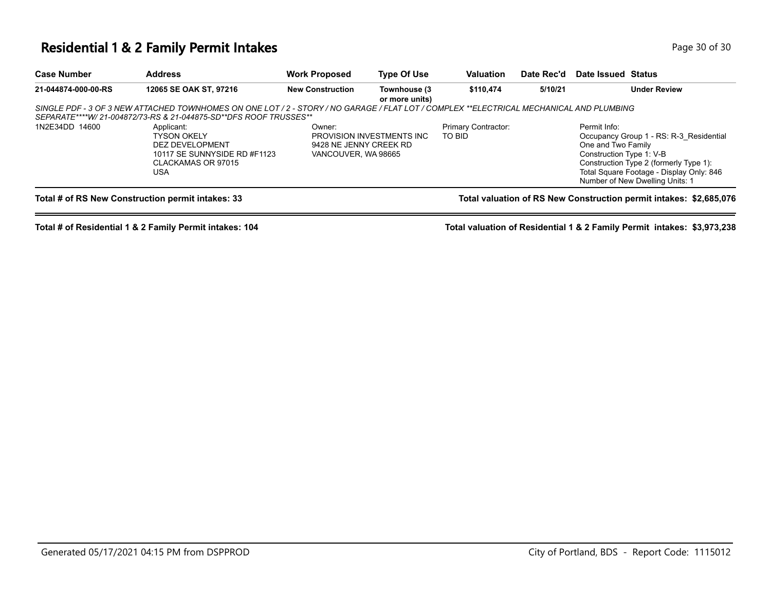## Residential 1 & 2 Family Permit Intakes

| Case Number | Address | Work Proposed | Type Of Use | Valuation | Date Rec'd | Date Issued | Status |
|---|---|---|---|---|---|---|---|
| 21-044874-000-00-RS | 12065 SE OAK ST, 97216 | New Construction | Townhouse (3 or more units) | $110,474 | 5/10/21 | | Under Review |

*SINGLE PDF - 3 OF 3 NEW ATTACHED TOWNHOMES ON ONE LOT / 2 - STORY / NO GARAGE / FLAT LOT / COMPLEX **ELECTRICAL MECHANICAL AND PLUMBING SEPARATE****W/ 21-004872/73-RS & 21-044875-SD**DFS ROOF TRUSSES***

| | | | | |
|---|---|---|---|---|
| 1N2E34DD 14600 | Applicant:<br>TYSON OKELY<br>DEZ DEVELOPMENT<br>10117 SE SUNNYSIDE RD #F1123<br>CLACKAMAS OR 97015<br>USA | Owner:<br>PROVISION INVESTMENTS INC<br>9428 NE JENNY CREEK RD<br>VANCOUVER, WA 98665 | Primary Contractor:<br>TO BID | Permit Info:<br>Occupancy Group 1 - RS: R-3_Residential One and Two Family<br>Construction Type 1: V-B<br>Construction Type 2 (formerly Type 1):<br>Total Square Footage - Display Only: 846<br>Number of New Dwelling Units: 1 |

**Total # of RS New Construction permit intakes: 33**

**Total valuation of RS New Construction permit intakes: $2,685,076**

**Total # of Residential 1 & 2 Family Permit intakes: 104**

**Total valuation of Residential 1 & 2 Family Permit intakes: $3,973,238**

Generated 05/17/2021 04:15 PM from DSPPROD

City of Portland, BDS - Report Code: 1115012